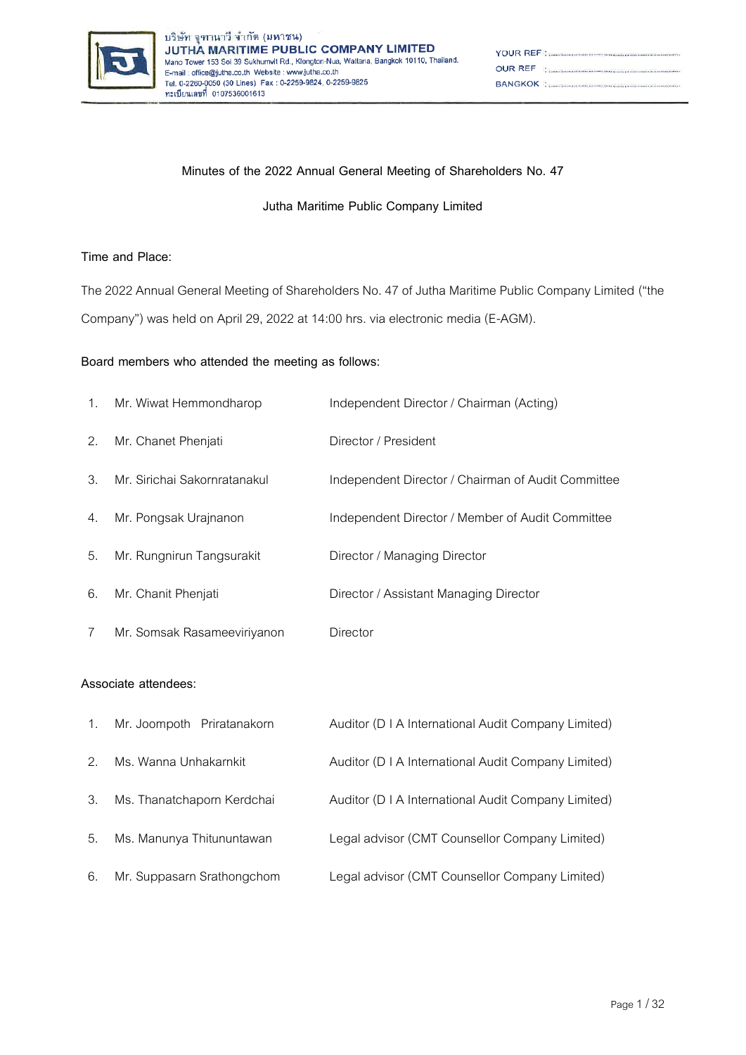บริษัท จุฑาณาวี จำกัด (มหาชน)
**JUTHA MARITIME PUBLIC COMPANY LIMITED**
Mano Tower 153 Soi 39 Sukhumvit Rd., Klongton-Nua, Wattana, Bangkok 10110, Thailand.
E-mail : office@jutha.co.th Website : www.jutha.co.th
Tel. 0-2260-0050 (30 Lines) Fax : 0-2259-9824, 0-2259-9825
ทะเบียนเลขที่ 0107536001613

YOUR REF :
OUR REF :
BANGKOK :

Minutes of the 2022 Annual General Meeting of Shareholders No. 47

Jutha Maritime Public Company Limited

**Time and Place:**

The 2022 Annual General Meeting of Shareholders No. 47 of Jutha Maritime Public Company Limited ("the Company") was held on April 29, 2022 at 14:00 hrs. via electronic media (E-AGM).

**Board members who attended the meeting as follows:**

| | | |
|---|---|---|
| 1. | Mr. Wiwat Hemmondharop | Independent Director / Chairman (Acting) |
| 2. | Mr. Chanet Phenjati | Director / President |
| 3. | Mr. Sirichai Sakornratanakul | Independent Director / Chairman of Audit Committee |
| 4. | Mr. Pongsak Urajnanon | Independent Director / Member of Audit Committee |
| 5. | Mr. Rungnirun Tangsurakit | Director / Managing Director |
| 6. | Mr. Chanit Phenjati | Director / Assistant Managing Director |
| 7 | Mr. Somsak Rasameeviriyanon | Director |

**Associate attendees:**

| | | |
|---|---|---|
| 1. | Mr. Joompoth Priratanakorn | Auditor (D I A International Audit Company Limited) |
| 2. | Ms. Wanna Unhakarnkit | Auditor (D I A International Audit Company Limited) |
| 3. | Ms. Thanatchaporn Kerdchai | Auditor (D I A International Audit Company Limited) |
| 5. | Ms. Manunya Thitununtawan | Legal advisor (CMT Counsellor Company Limited) |
| 6. | Mr. Suppasarn Srathongchom | Legal advisor (CMT Counsellor Company Limited) |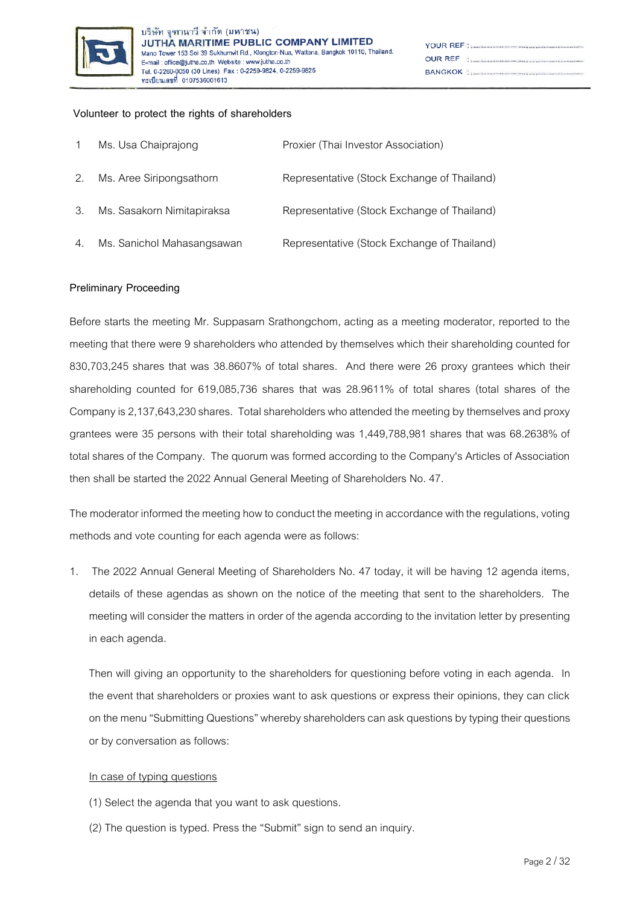Volunteer to protect the rights of shareholders

| | | |
|---|---|---|
| 1 | Ms. Usa Chaiprajong | Proxier (Thai Investor Association) |
| 2. | Ms. Aree Siripongsathorn | Representative (Stock Exchange of Thailand) |
| 3. | Ms. Sasakorn Nimitapiraksa | Representative (Stock Exchange of Thailand) |
| 4. | Ms. Sanichol Mahasangsawan | Representative (Stock Exchange of Thailand) |

**Preliminary Proceeding**

Before starts the meeting Mr. Suppasarn Srathongchom, acting as a meeting moderator, reported to the meeting that there were 9 shareholders who attended by themselves which their shareholding counted for 830,703,245 shares that was 38.8607% of total shares. And there were 26 proxy grantees which their shareholding counted for 619,085,736 shares that was 28.9611% of total shares (total shares of the Company is 2,137,643,230 shares. Total shareholders who attended the meeting by themselves and proxy grantees were 35 persons with their total shareholding was 1,449,788,981 shares that was 68.2638% of total shares of the Company. The quorum was formed according to the Company's Articles of Association then shall be started the 2022 Annual General Meeting of Shareholders No. 47.

The moderator informed the meeting how to conduct the meeting in accordance with the regulations, voting methods and vote counting for each agenda were as follows:

1. The 2022 Annual General Meeting of Shareholders No. 47 today, it will be having 12 agenda items, details of these agendas as shown on the notice of the meeting that sent to the shareholders. The meeting will consider the matters in order of the agenda according to the invitation letter by presenting in each agenda.

   Then will giving an opportunity to the shareholders for questioning before voting in each agenda. In the event that shareholders or proxies want to ask questions or express their opinions, they can click on the menu "Submitting Questions" whereby shareholders can ask questions by typing their questions or by conversation as follows:

   In case of typing questions

   (1) Select the agenda that you want to ask questions.

   (2) The question is typed. Press the "Submit" sign to send an inquiry.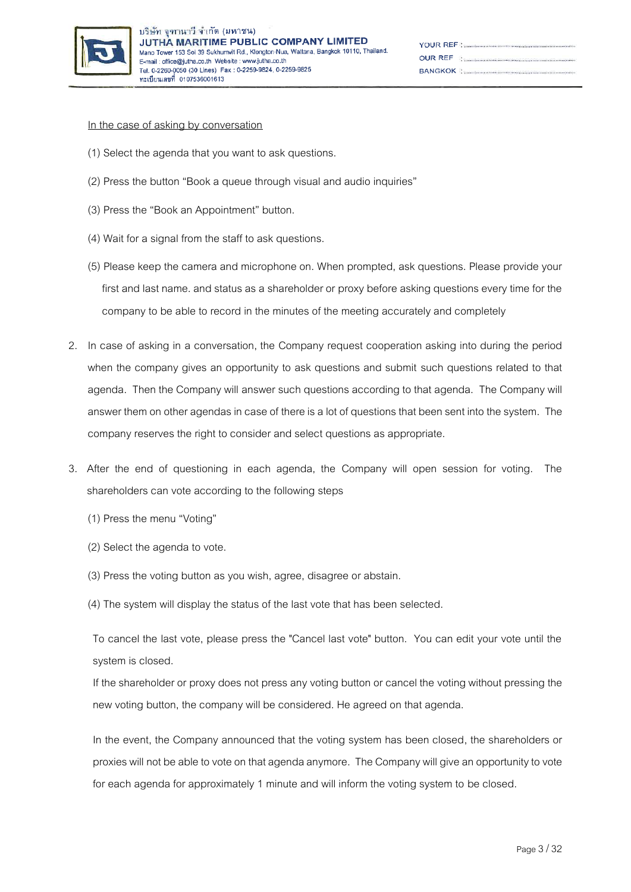In the case of asking by conversation

(1) Select the agenda that you want to ask questions.

(2) Press the button "Book a queue through visual and audio inquiries"

(3) Press the "Book an Appointment" button.

(4) Wait for a signal from the staff to ask questions.

(5) Please keep the camera and microphone on. When prompted, ask questions. Please provide your first and last name. and status as a shareholder or proxy before asking questions every time for the company to be able to record in the minutes of the meeting accurately and completely

2. In case of asking in a conversation, the Company request cooperation asking into during the period when the company gives an opportunity to ask questions and submit such questions related to that agenda. Then the Company will answer such questions according to that agenda. The Company will answer them on other agendas in case of there is a lot of questions that been sent into the system. The company reserves the right to consider and select questions as appropriate.

3. After the end of questioning in each agenda, the Company will open session for voting. The shareholders can vote according to the following steps

(1) Press the menu "Voting"

(2) Select the agenda to vote.

(3) Press the voting button as you wish, agree, disagree or abstain.

(4) The system will display the status of the last vote that has been selected.

To cancel the last vote, please press the "Cancel last vote" button. You can edit your vote until the system is closed.

If the shareholder or proxy does not press any voting button or cancel the voting without pressing the new voting button, the company will be considered. He agreed on that agenda.

In the event, the Company announced that the voting system has been closed, the shareholders or proxies will not be able to vote on that agenda anymore. The Company will give an opportunity to vote for each agenda for approximately 1 minute and will inform the voting system to be closed.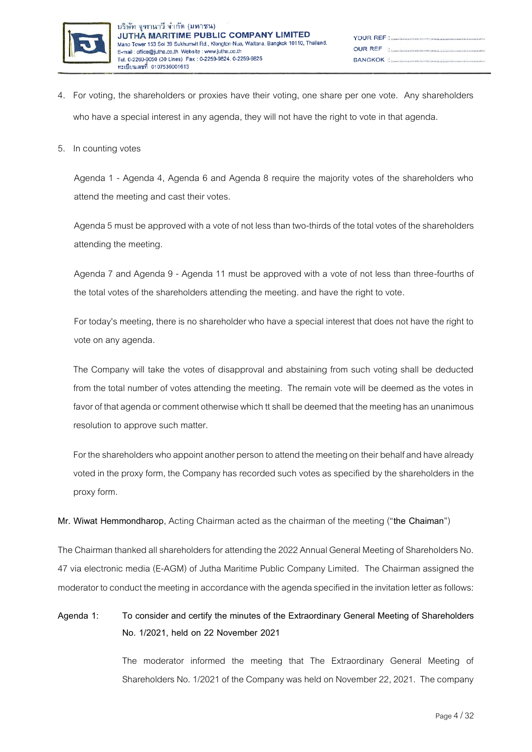4. For voting, the shareholders or proxies have their voting, one share per one vote. Any shareholders who have a special interest in any agenda, they will not have the right to vote in that agenda.

5. In counting votes

   Agenda 1 - Agenda 4, Agenda 6 and Agenda 8 require the majority votes of the shareholders who attend the meeting and cast their votes.

   Agenda 5 must be approved with a vote of not less than two-thirds of the total votes of the shareholders attending the meeting.

   Agenda 7 and Agenda 9 - Agenda 11 must be approved with a vote of not less than three-fourths of the total votes of the shareholders attending the meeting. and have the right to vote.

   For today's meeting, there is no shareholder who have a special interest that does not have the right to vote on any agenda.

   The Company will take the votes of disapproval and abstaining from such voting shall be deducted from the total number of votes attending the meeting. The remain vote will be deemed as the votes in favor of that agenda or comment otherwise which tt shall be deemed that the meeting has an unanimous resolution to approve such matter.

   For the shareholders who appoint another person to attend the meeting on their behalf and have already voted in the proxy form, the Company has recorded such votes as specified by the shareholders in the proxy form.

**Mr. Wiwat Hemmondharop**, Acting Chairman acted as the chairman of the meeting ("**the Chaiman**")

The Chairman thanked all shareholders for attending the 2022 Annual General Meeting of Shareholders No. 47 via electronic media (E-AGM) of Jutha Maritime Public Company Limited. The Chairman assigned the moderator to conduct the meeting in accordance with the agenda specified in the invitation letter as follows:

**Agenda 1: To consider and certify the minutes of the Extraordinary General Meeting of Shareholders No. 1/2021, held on 22 November 2021**

The moderator informed the meeting that The Extraordinary General Meeting of Shareholders No. 1/2021 of the Company was held on November 22, 2021. The company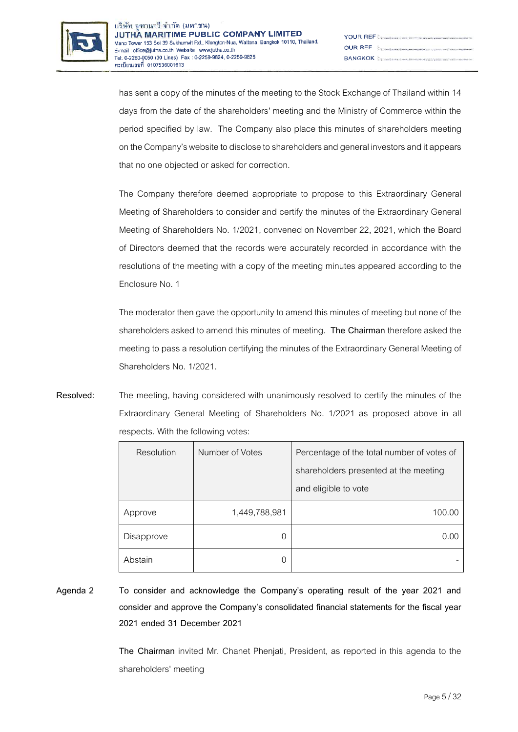has sent a copy of the minutes of the meeting to the Stock Exchange of Thailand within 14 days from the date of the shareholders' meeting and the Ministry of Commerce within the period specified by law. The Company also place this minutes of shareholders meeting on the Company's website to disclose to shareholders and general investors and it appears that no one objected or asked for correction.

The Company therefore deemed appropriate to propose to this Extraordinary General Meeting of Shareholders to consider and certify the minutes of the Extraordinary General Meeting of Shareholders No. 1/2021, convened on November 22, 2021, which the Board of Directors deemed that the records were accurately recorded in accordance with the resolutions of the meeting with a copy of the meeting minutes appeared according to the Enclosure No. 1

The moderator then gave the opportunity to amend this minutes of meeting but none of the shareholders asked to amend this minutes of meeting. **The Chairman** therefore asked the meeting to pass a resolution certifying the minutes of the Extraordinary General Meeting of Shareholders No. 1/2021.

**Resolved:** The meeting, having considered with unanimously resolved to certify the minutes of the Extraordinary General Meeting of Shareholders No. 1/2021 as proposed above in all respects. With the following votes:

| Resolution | Number of Votes | Percentage of the total number of votes of shareholders presented at the meeting and eligible to vote |
|---|---|---|
| Approve | 1,449,788,981 | 100.00 |
| Disapprove | 0 | 0.00 |
| Abstain | 0 | - |

**Agenda 2 To consider and acknowledge the Company's operating result of the year 2021 and consider and approve the Company's consolidated financial statements for the fiscal year 2021 ended 31 December 2021**

**The Chairman** invited Mr. Chanet Phenjati, President, as reported in this agenda to the shareholders' meeting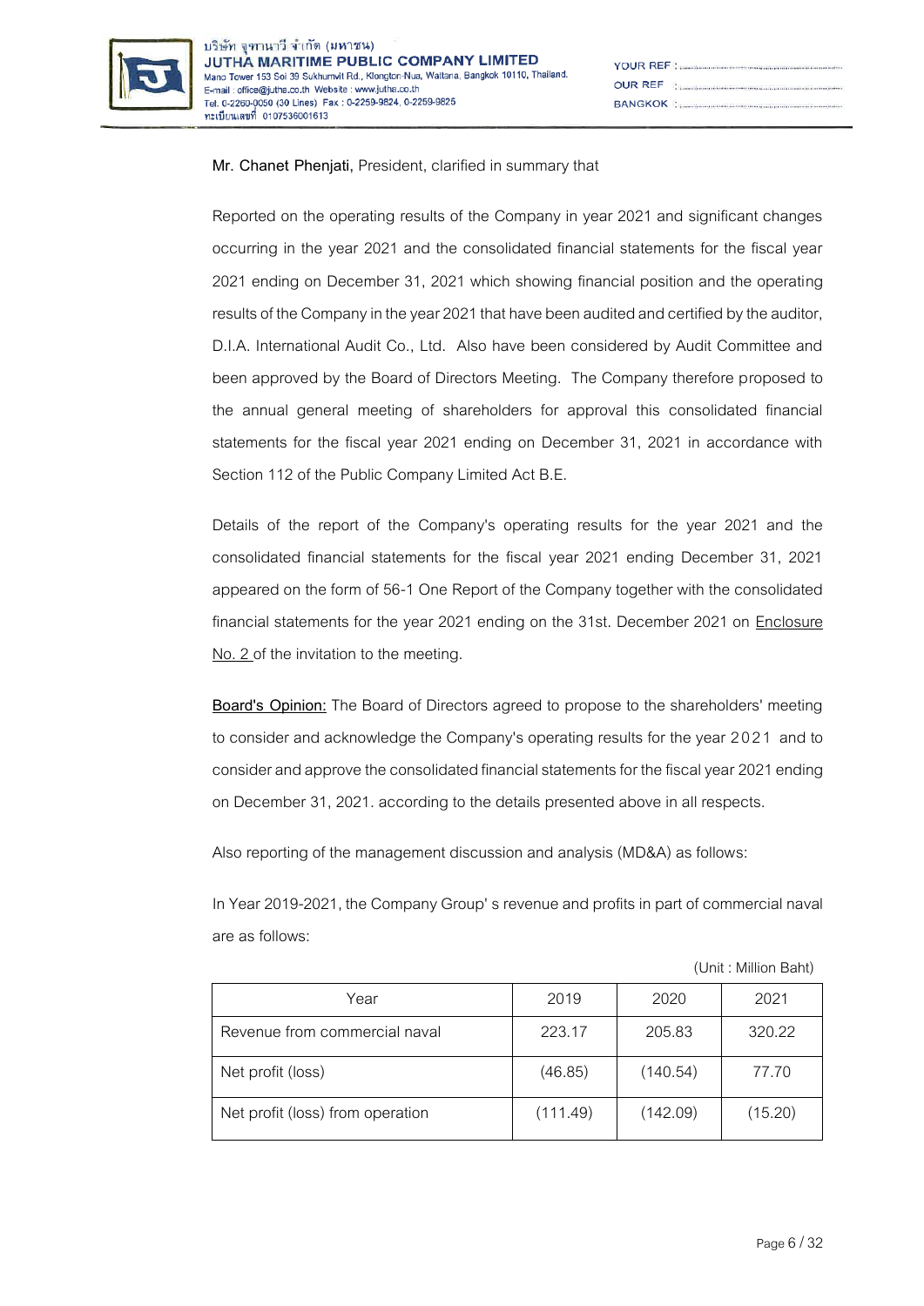**Mr. Chanet Phenjati,** President, clarified in summary that

Reported on the operating results of the Company in year 2021 and significant changes occurring in the year 2021 and the consolidated financial statements for the fiscal year 2021 ending on December 31, 2021 which showing financial position and the operating results of the Company in the year 2021 that have been audited and certified by the auditor, D.I.A. International Audit Co., Ltd. Also have been considered by Audit Committee and been approved by the Board of Directors Meeting. The Company therefore proposed to the annual general meeting of shareholders for approval this consolidated financial statements for the fiscal year 2021 ending on December 31, 2021 in accordance with Section 112 of the Public Company Limited Act B.E.

Details of the report of the Company's operating results for the year 2021 and the consolidated financial statements for the fiscal year 2021 ending December 31, 2021 appeared on the form of 56-1 One Report of the Company together with the consolidated financial statements for the year 2021 ending on the 31st. December 2021 on Enclosure No. 2 of the invitation to the meeting.

**Board's Opinion:** The Board of Directors agreed to propose to the shareholders' meeting to consider and acknowledge the Company's operating results for the year 2021 and to consider and approve the consolidated financial statements for the fiscal year 2021 ending on December 31, 2021. according to the details presented above in all respects.

Also reporting of the management discussion and analysis (MD&A) as follows:

In Year 2019-2021, the Company Group' s revenue and profits in part of commercial naval are as follows:

(Unit : Million Baht)

| Year | 2019 | 2020 | 2021 |
|---|---|---|---|
| Revenue from commercial naval | 223.17 | 205.83 | 320.22 |
| Net profit (loss) | (46.85) | (140.54) | 77.70 |
| Net profit (loss) from operation | (111.49) | (142.09) | (15.20) |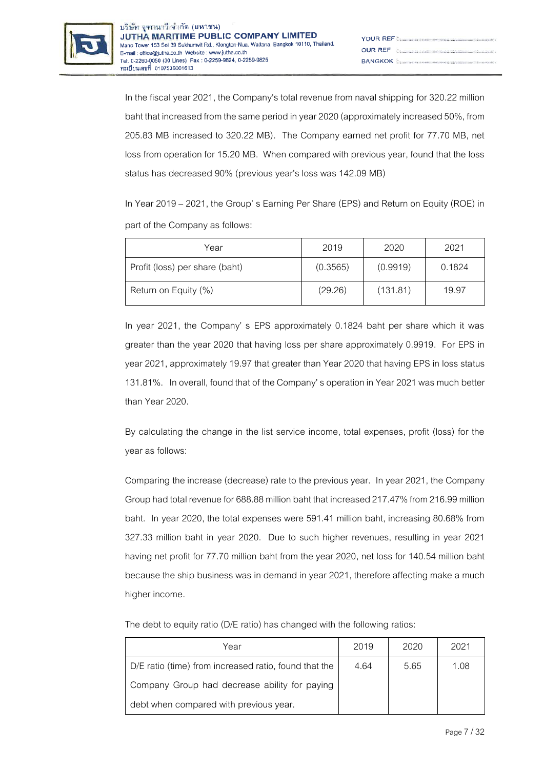In the fiscal year 2021, the Company's total revenue from naval shipping for 320.22 million baht that increased from the same period in year 2020 (approximately increased 50%, from 205.83 MB increased to 320.22 MB). The Company earned net profit for 77.70 MB, net loss from operation for 15.20 MB. When compared with previous year, found that the loss status has decreased 90% (previous year's loss was 142.09 MB)

In Year 2019 – 2021, the Group' s Earning Per Share (EPS) and Return on Equity (ROE) in part of the Company as follows:

| Year | 2019 | 2020 | 2021 |
|---|---|---|---|
| Profit (loss) per share (baht) | (0.3565) | (0.9919) | 0.1824 |
| Return on Equity (%) | (29.26) | (131.81) | 19.97 |

In year 2021, the Company' s EPS approximately 0.1824 baht per share which it was greater than the year 2020 that having loss per share approximately 0.9919. For EPS in year 2021, approximately 19.97 that greater than Year 2020 that having EPS in loss status 131.81%. In overall, found that of the Company' s operation in Year 2021 was much better than Year 2020.

By calculating the change in the list service income, total expenses, profit (loss) for the year as follows:

Comparing the increase (decrease) rate to the previous year. In year 2021, the Company Group had total revenue for 688.88 million baht that increased 217.47% from 216.99 million baht. In year 2020, the total expenses were 591.41 million baht, increasing 80.68% from 327.33 million baht in year 2020. Due to such higher revenues, resulting in year 2021 having net profit for 77.70 million baht from the year 2020, net loss for 140.54 million baht because the ship business was in demand in year 2021, therefore affecting make a much higher income.

The debt to equity ratio (D/E ratio) has changed with the following ratios:

| Year | 2019 | 2020 | 2021 |
|---|---|---|---|
| D/E ratio (time) from increased ratio, found that the Company Group had decrease ability for paying debt when compared with previous year. | 4.64 | 5.65 | 1.08 |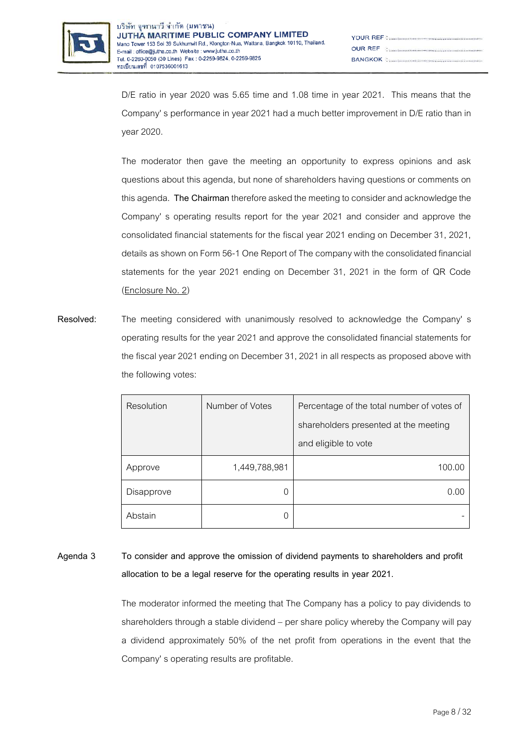D/E ratio in year 2020 was 5.65 time and 1.08 time in year 2021. This means that the Company' s performance in year 2021 had a much better improvement in D/E ratio than in year 2020.

The moderator then gave the meeting an opportunity to express opinions and ask questions about this agenda, but none of shareholders having questions or comments on this agenda. **The Chairman** therefore asked the meeting to consider and acknowledge the Company' s operating results report for the year 2021 and consider and approve the consolidated financial statements for the fiscal year 2021 ending on December 31, 2021, details as shown on Form 56-1 One Report of The company with the consolidated financial statements for the year 2021 ending on December 31, 2021 in the form of QR Code (Enclosure No. 2)

**Resolved:** The meeting considered with unanimously resolved to acknowledge the Company' s operating results for the year 2021 and approve the consolidated financial statements for the fiscal year 2021 ending on December 31, 2021 in all respects as proposed above with the following votes:

| Resolution | Number of Votes | Percentage of the total number of votes of shareholders presented at the meeting and eligible to vote |
|---|---|---|
| Approve | 1,449,788,981 | 100.00 |
| Disapprove | 0 | 0.00 |
| Abstain | 0 | - |

**Agenda 3 To consider and approve the omission of dividend payments to shareholders and profit allocation to be a legal reserve for the operating results in year 2021.**

The moderator informed the meeting that The Company has a policy to pay dividends to shareholders through a stable dividend – per share policy whereby the Company will pay a dividend approximately 50% of the net profit from operations in the event that the Company' s operating results are profitable.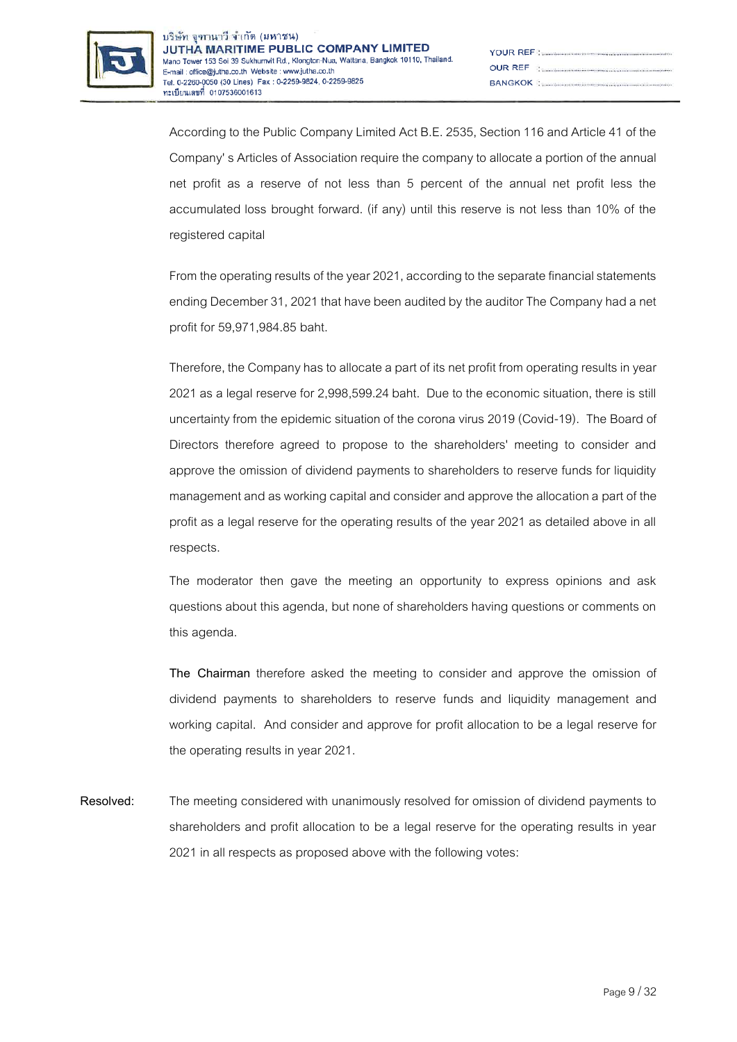According to the Public Company Limited Act B.E. 2535, Section 116 and Article 41 of the Company' s Articles of Association require the company to allocate a portion of the annual net profit as a reserve of not less than 5 percent of the annual net profit less the accumulated loss brought forward. (if any) until this reserve is not less than 10% of the registered capital

From the operating results of the year 2021, according to the separate financial statements ending December 31, 2021 that have been audited by the auditor The Company had a net profit for 59,971,984.85 baht.

Therefore, the Company has to allocate a part of its net profit from operating results in year 2021 as a legal reserve for 2,998,599.24 baht. Due to the economic situation, there is still uncertainty from the epidemic situation of the corona virus 2019 (Covid-19). The Board of Directors therefore agreed to propose to the shareholders' meeting to consider and approve the omission of dividend payments to shareholders to reserve funds for liquidity management and as working capital and consider and approve the allocation a part of the profit as a legal reserve for the operating results of the year 2021 as detailed above in all respects.

The moderator then gave the meeting an opportunity to express opinions and ask questions about this agenda, but none of shareholders having questions or comments on this agenda.

**The Chairman** therefore asked the meeting to consider and approve the omission of dividend payments to shareholders to reserve funds and liquidity management and working capital. And consider and approve for profit allocation to be a legal reserve for the operating results in year 2021.

**Resolved:** The meeting considered with unanimously resolved for omission of dividend payments to shareholders and profit allocation to be a legal reserve for the operating results in year 2021 in all respects as proposed above with the following votes: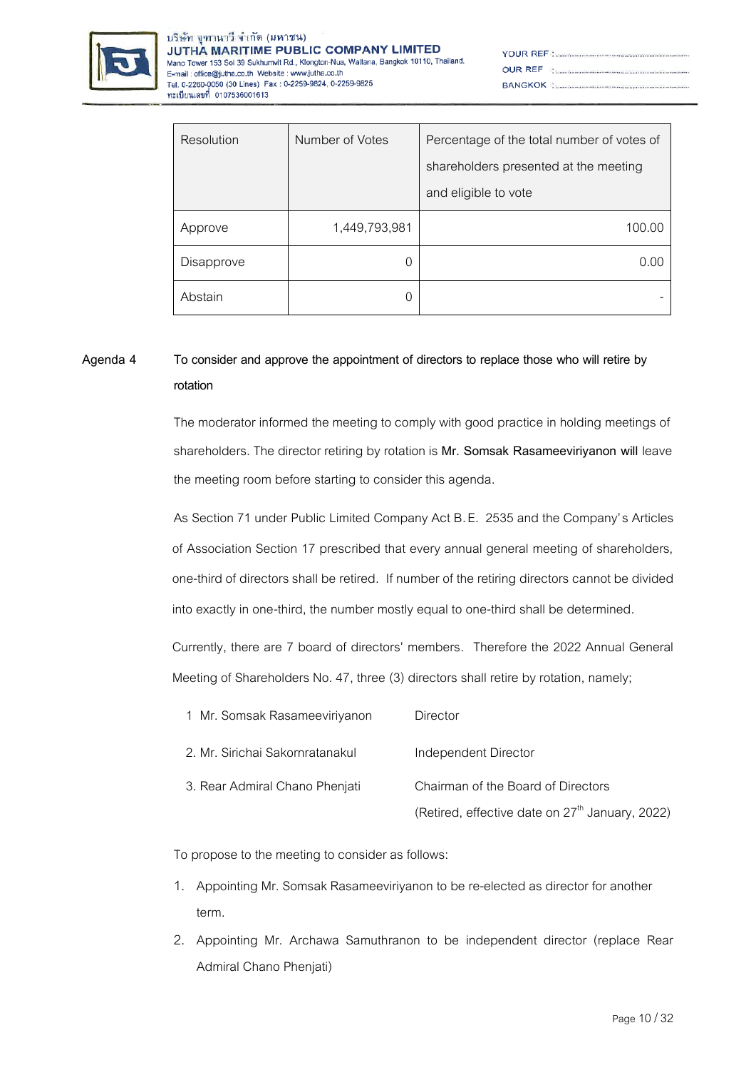| Resolution | Number of Votes | Percentage of the total number of votes of shareholders presented at the meeting and eligible to vote |
|---|---|---|
| Approve | 1,449,793,981 | 100.00 |
| Disapprove | 0 | 0.00 |
| Abstain | 0 | - |

**Agenda 4 To consider and approve the appointment of directors to replace those who will retire by rotation**

The moderator informed the meeting to comply with good practice in holding meetings of shareholders. The director retiring by rotation is **Mr. Somsak Rasameeviriyanon will** leave the meeting room before starting to consider this agenda.

As Section 71 under Public Limited Company Act B.E. 2535 and the Company's Articles of Association Section 17 prescribed that every annual general meeting of shareholders, one-third of directors shall be retired. If number of the retiring directors cannot be divided into exactly in one-third, the number mostly equal to one-third shall be determined.

Currently, there are 7 board of directors' members. Therefore the 2022 Annual General Meeting of Shareholders No. 47, three (3) directors shall retire by rotation, namely;

| | |
|---|---|
| 1 Mr. Somsak Rasameeviriyanon | Director |
| 2. Mr. Sirichai Sakornratanakul | Independent Director |
| 3. Rear Admiral Chano Phenjati | Chairman of the Board of Directors (Retired, effective date on 27th January, 2022) |

To propose to the meeting to consider as follows:

1. Appointing Mr. Somsak Rasameeviriyanon to be re-elected as director for another term.
2. Appointing Mr. Archawa Samuthranon to be independent director (replace Rear Admiral Chano Phenjati)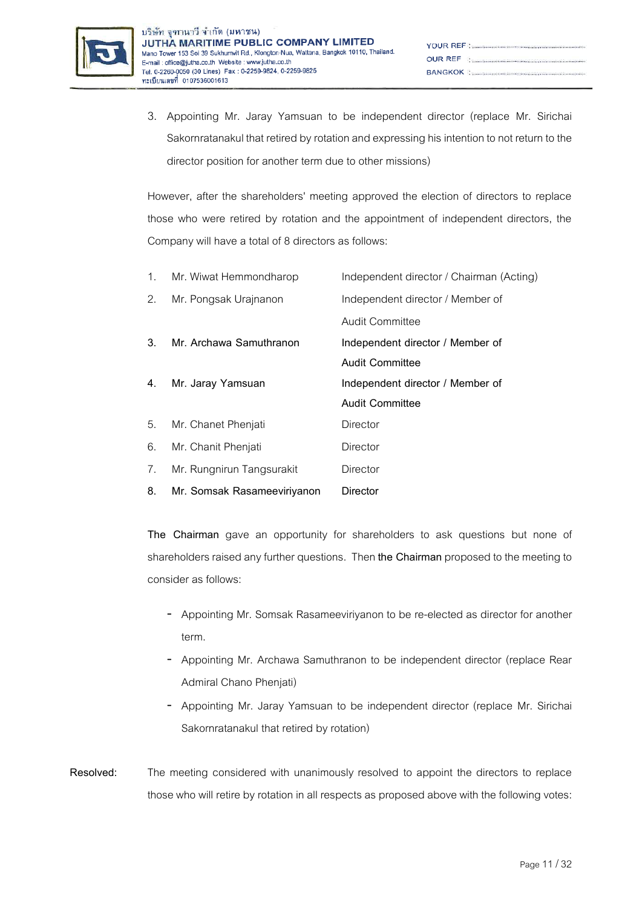3. Appointing Mr. Jaray Yamsuan to be independent director (replace Mr. Sirichai Sakornratanakul that retired by rotation and expressing his intention to not return to the director position for another term due to other missions)

However, after the shareholders' meeting approved the election of directors to replace those who were retired by rotation and the appointment of independent directors, the Company will have a total of 8 directors as follows:

| | | |
|---|---|---|
| 1. | Mr. Wiwat Hemmondharop | Independent director / Chairman (Acting) |
| 2. | Mr. Pongsak Urajnanon | Independent director / Member of Audit Committee |
| 3. | Mr. Archawa Samuthranon | Independent director / Member of Audit Committee |
| 4. | Mr. Jaray Yamsuan | Independent director / Member of Audit Committee |
| 5. | Mr. Chanet Phenjati | Director |
| 6. | Mr. Chanit Phenjati | Director |
| 7. | Mr. Rungnirun Tangsurakit | Director |
| 8. | Mr. Somsak Rasameeviriyanon | Director |

**The Chairman** gave an opportunity for shareholders to ask questions but none of shareholders raised any further questions. Then **the Chairman** proposed to the meeting to consider as follows:

- Appointing Mr. Somsak Rasameeviriyanon to be re-elected as director for another term.
- Appointing Mr. Archawa Samuthranon to be independent director (replace Rear Admiral Chano Phenjati)
- Appointing Mr. Jaray Yamsuan to be independent director (replace Mr. Sirichai Sakornratanakul that retired by rotation)

Resolved: The meeting considered with unanimously resolved to appoint the directors to replace those who will retire by rotation in all respects as proposed above with the following votes: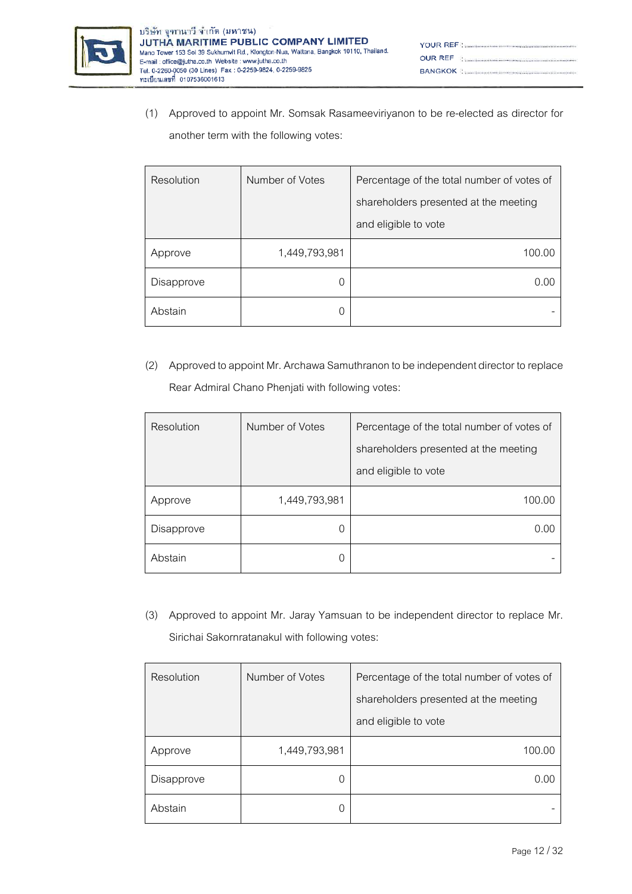(1) Approved to appoint Mr. Somsak Rasameeviriyanon to be re-elected as director for another term with the following votes:

| Resolution | Number of Votes | Percentage of the total number of votes of shareholders presented at the meeting and eligible to vote |
|---|---|---|
| Approve | 1,449,793,981 | 100.00 |
| Disapprove | 0 | 0.00 |
| Abstain | 0 | - |

(2) Approved to appoint Mr. Archawa Samuthranon to be independent director to replace Rear Admiral Chano Phenjati with following votes:

| Resolution | Number of Votes | Percentage of the total number of votes of shareholders presented at the meeting and eligible to vote |
|---|---|---|
| Approve | 1,449,793,981 | 100.00 |
| Disapprove | 0 | 0.00 |
| Abstain | 0 | - |

(3) Approved to appoint Mr. Jaray Yamsuan to be independent director to replace Mr. Sirichai Sakornratanakul with following votes:

| Resolution | Number of Votes | Percentage of the total number of votes of shareholders presented at the meeting and eligible to vote |
|---|---|---|
| Approve | 1,449,793,981 | 100.00 |
| Disapprove | 0 | 0.00 |
| Abstain | 0 | - |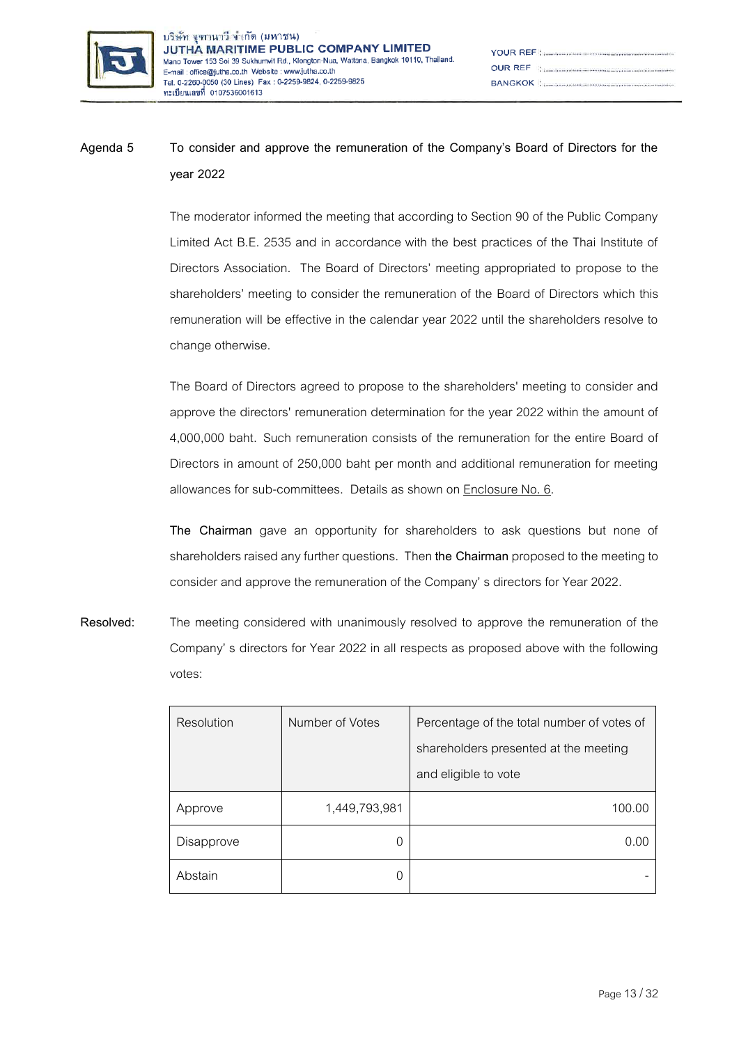**Agenda 5 To consider and approve the remuneration of the Company's Board of Directors for the year 2022**

The moderator informed the meeting that according to Section 90 of the Public Company Limited Act B.E. 2535 and in accordance with the best practices of the Thai Institute of Directors Association. The Board of Directors' meeting appropriated to propose to the shareholders' meeting to consider the remuneration of the Board of Directors which this remuneration will be effective in the calendar year 2022 until the shareholders resolve to change otherwise.

The Board of Directors agreed to propose to the shareholders' meeting to consider and approve the directors' remuneration determination for the year 2022 within the amount of 4,000,000 baht. Such remuneration consists of the remuneration for the entire Board of Directors in amount of 250,000 baht per month and additional remuneration for meeting allowances for sub-committees. Details as shown on Enclosure No. 6.

**The Chairman** gave an opportunity for shareholders to ask questions but none of shareholders raised any further questions. Then **the Chairman** proposed to the meeting to consider and approve the remuneration of the Company' s directors for Year 2022.

**Resolved:** The meeting considered with unanimously resolved to approve the remuneration of the Company' s directors for Year 2022 in all respects as proposed above with the following votes:

| Resolution | Number of Votes | Percentage of the total number of votes of shareholders presented at the meeting and eligible to vote |
|---|---|---|
| Approve | 1,449,793,981 | 100.00 |
| Disapprove | 0 | 0.00 |
| Abstain | 0 | - |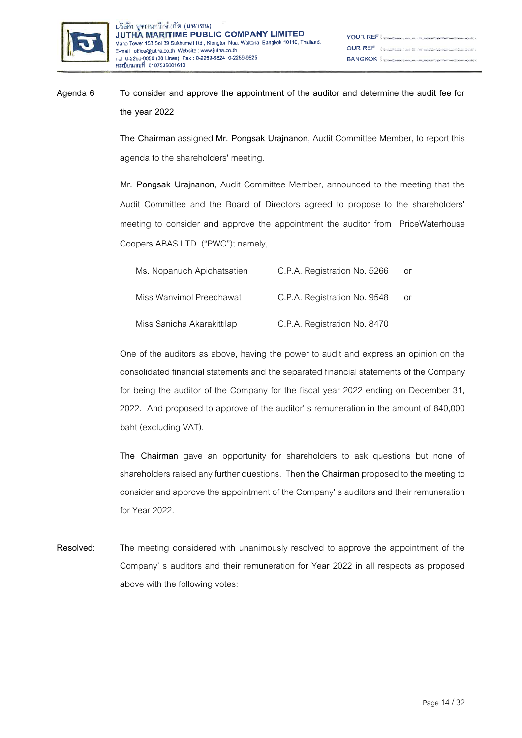**Agenda 6 To consider and approve the appointment of the auditor and determine the audit fee for the year 2022**

**The Chairman** assigned **Mr. Pongsak Urajnanon**, Audit Committee Member, to report this agenda to the shareholders' meeting.

**Mr. Pongsak Urajnanon**, Audit Committee Member, announced to the meeting that the Audit Committee and the Board of Directors agreed to propose to the shareholders' meeting to consider and approve the appointment the auditor from PriceWaterhouse Coopers ABAS LTD. ("PWC"); namely,

| | | |
|---|---|---|
| Ms. Nopanuch Apichatsatien | C.P.A. Registration No. 5266 | or |
| Miss Wanvimol Preechawat | C.P.A. Registration No. 9548 | or |
| Miss Sanicha Akarakittilap | C.P.A. Registration No. 8470 | |

One of the auditors as above, having the power to audit and express an opinion on the consolidated financial statements and the separated financial statements of the Company for being the auditor of the Company for the fiscal year 2022 ending on December 31, 2022. And proposed to approve of the auditor' s remuneration in the amount of 840,000 baht (excluding VAT).

**The Chairman** gave an opportunity for shareholders to ask questions but none of shareholders raised any further questions. Then **the Chairman** proposed to the meeting to consider and approve the appointment of the Company' s auditors and their remuneration for Year 2022.

**Resolved:** The meeting considered with unanimously resolved to approve the appointment of the Company' s auditors and their remuneration for Year 2022 in all respects as proposed above with the following votes: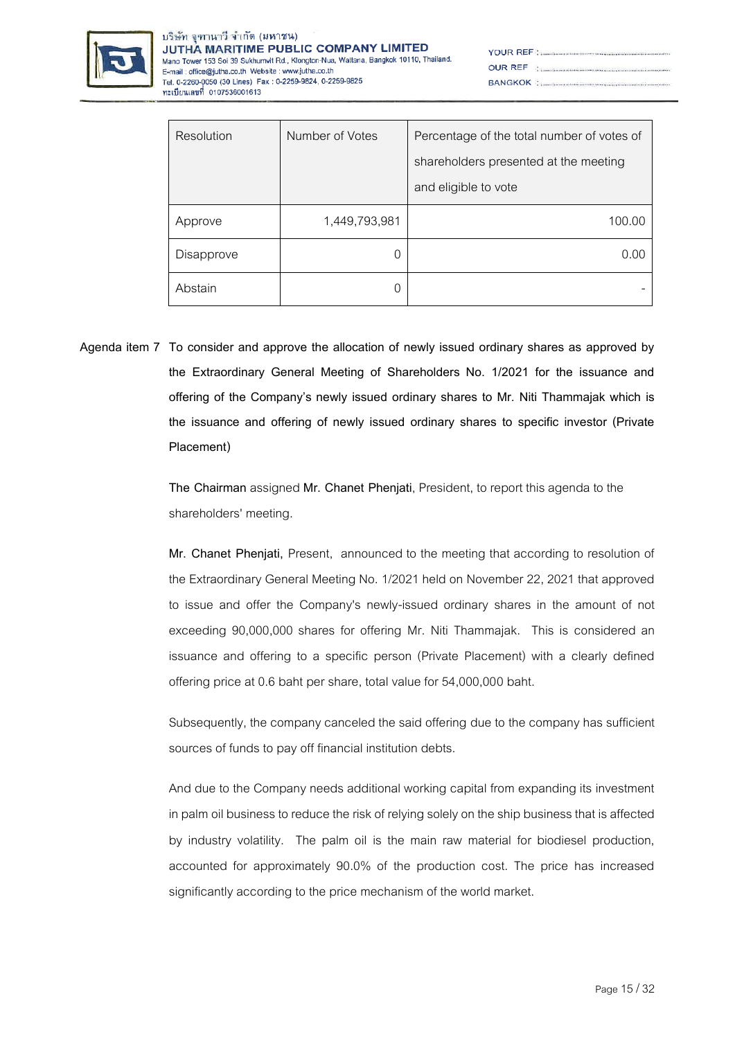| Resolution | Number of Votes | Percentage of the total number of votes of shareholders presented at the meeting and eligible to vote |
|---|---:|---:|
| Approve | 1,449,793,981 | 100.00 |
| Disapprove | 0 | 0.00 |
| Abstain | 0 | - |

**Agenda item 7 To consider and approve the allocation of newly issued ordinary shares as approved by the Extraordinary General Meeting of Shareholders No. 1/2021 for the issuance and offering of the Company's newly issued ordinary shares to Mr. Niti Thammajak which is the issuance and offering of newly issued ordinary shares to specific investor (Private Placement)**

**The Chairman** assigned **Mr. Chanet Phenjati**, President, to report this agenda to the shareholders' meeting.

**Mr. Chanet Phenjati,** Present, announced to the meeting that according to resolution of the Extraordinary General Meeting No. 1/2021 held on November 22, 2021 that approved to issue and offer the Company's newly-issued ordinary shares in the amount of not exceeding 90,000,000 shares for offering Mr. Niti Thammajak. This is considered an issuance and offering to a specific person (Private Placement) with a clearly defined offering price at 0.6 baht per share, total value for 54,000,000 baht.

Subsequently, the company canceled the said offering due to the company has sufficient sources of funds to pay off financial institution debts.

And due to the Company needs additional working capital from expanding its investment in palm oil business to reduce the risk of relying solely on the ship business that is affected by industry volatility. The palm oil is the main raw material for biodiesel production, accounted for approximately 90.0% of the production cost. The price has increased significantly according to the price mechanism of the world market.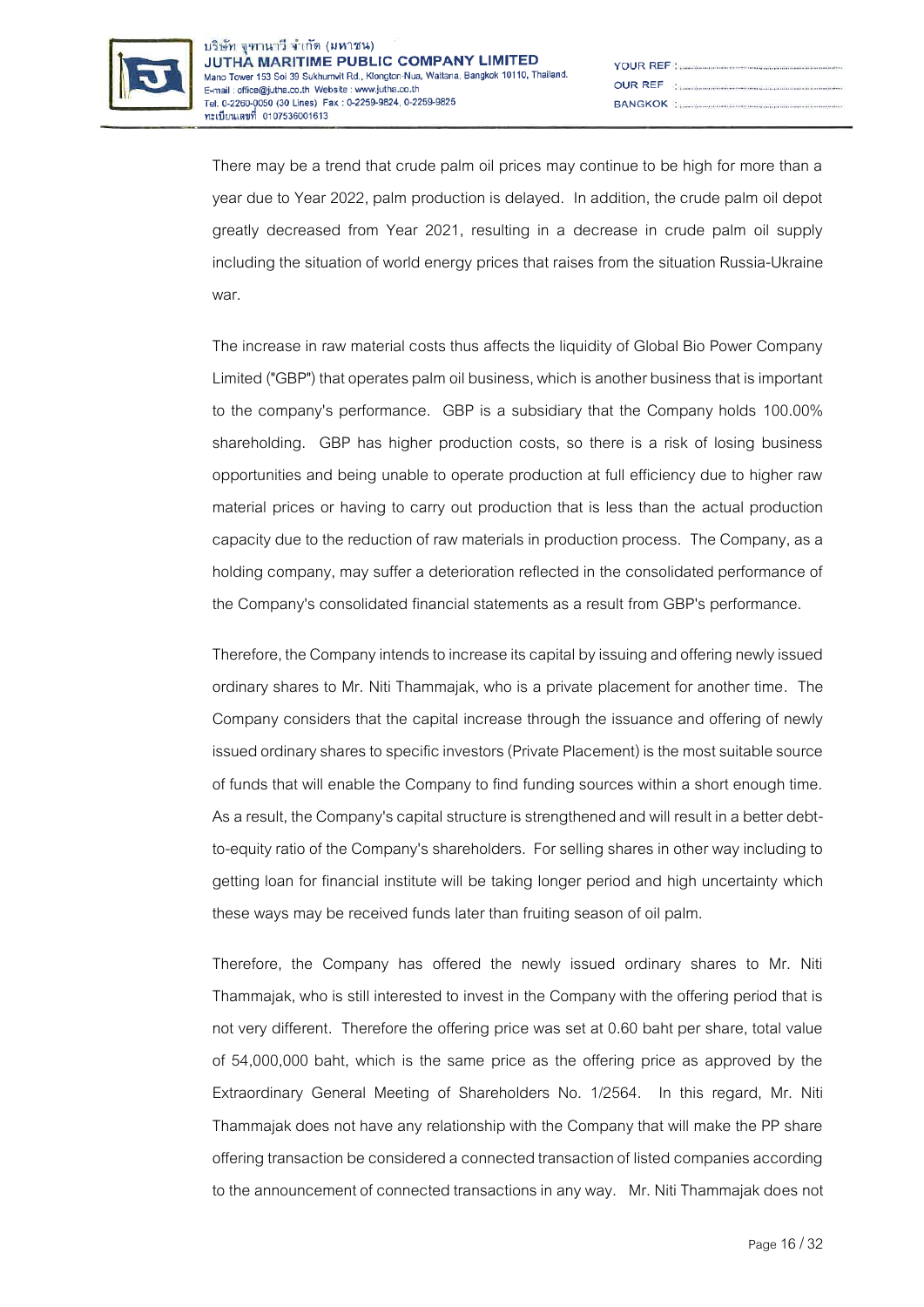There may be a trend that crude palm oil prices may continue to be high for more than a year due to Year 2022, palm production is delayed. In addition, the crude palm oil depot greatly decreased from Year 2021, resulting in a decrease in crude palm oil supply including the situation of world energy prices that raises from the situation Russia-Ukraine war.

The increase in raw material costs thus affects the liquidity of Global Bio Power Company Limited ("GBP") that operates palm oil business, which is another business that is important to the company's performance. GBP is a subsidiary that the Company holds 100.00% shareholding. GBP has higher production costs, so there is a risk of losing business opportunities and being unable to operate production at full efficiency due to higher raw material prices or having to carry out production that is less than the actual production capacity due to the reduction of raw materials in production process. The Company, as a holding company, may suffer a deterioration reflected in the consolidated performance of the Company's consolidated financial statements as a result from GBP's performance.

Therefore, the Company intends to increase its capital by issuing and offering newly issued ordinary shares to Mr. Niti Thammajak, who is a private placement for another time. The Company considers that the capital increase through the issuance and offering of newly issued ordinary shares to specific investors (Private Placement) is the most suitable source of funds that will enable the Company to find funding sources within a short enough time. As a result, the Company's capital structure is strengthened and will result in a better debt-to-equity ratio of the Company's shareholders. For selling shares in other way including to getting loan for financial institute will be taking longer period and high uncertainty which these ways may be received funds later than fruiting season of oil palm.

Therefore, the Company has offered the newly issued ordinary shares to Mr. Niti Thammajak, who is still interested to invest in the Company with the offering period that is not very different. Therefore the offering price was set at 0.60 baht per share, total value of 54,000,000 baht, which is the same price as the offering price as approved by the Extraordinary General Meeting of Shareholders No. 1/2564. In this regard, Mr. Niti Thammajak does not have any relationship with the Company that will make the PP share offering transaction be considered a connected transaction of listed companies according to the announcement of connected transactions in any way. Mr. Niti Thammajak does not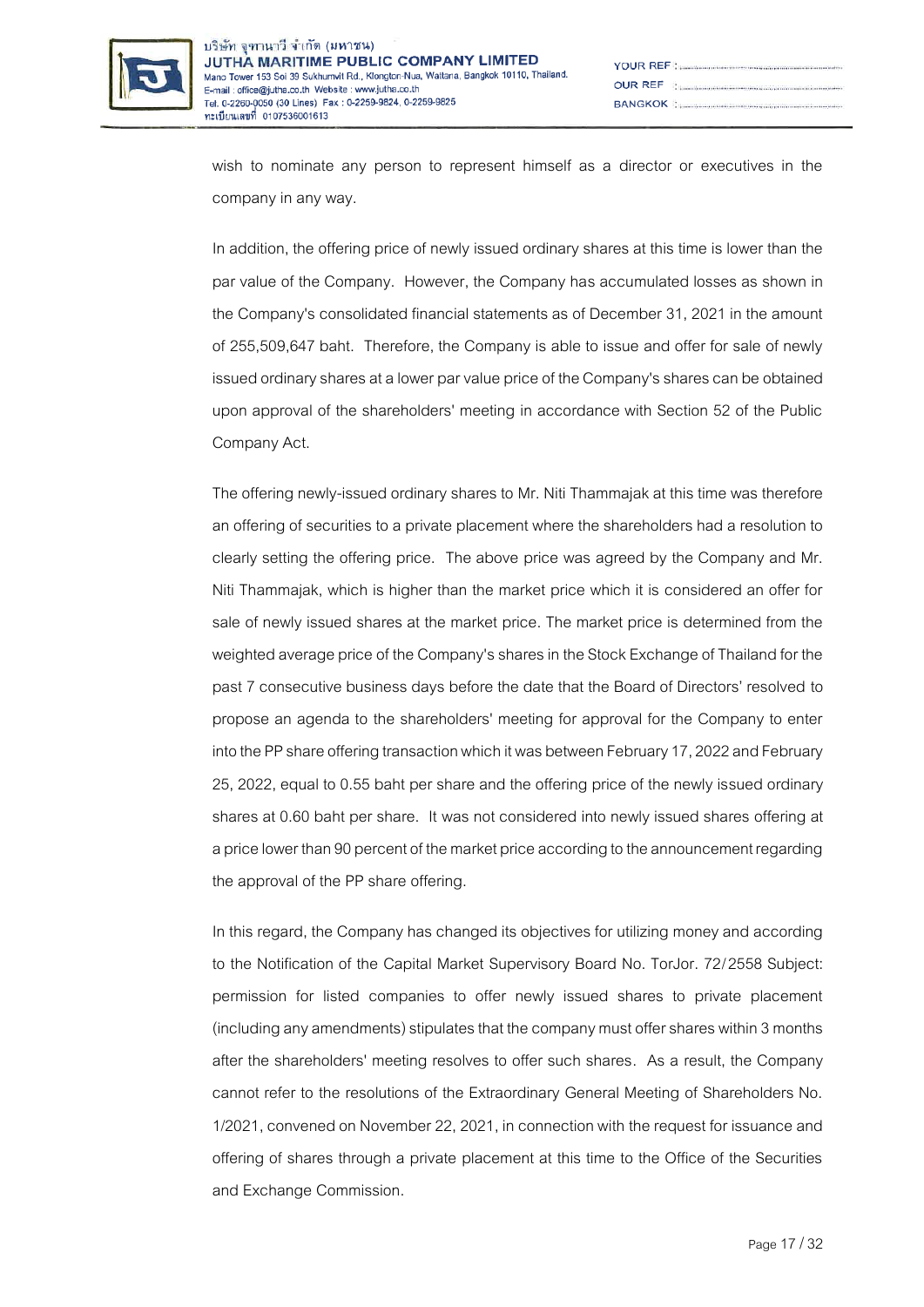wish to nominate any person to represent himself as a director or executives in the company in any way.

In addition, the offering price of newly issued ordinary shares at this time is lower than the par value of the Company. However, the Company has accumulated losses as shown in the Company's consolidated financial statements as of December 31, 2021 in the amount of 255,509,647 baht. Therefore, the Company is able to issue and offer for sale of newly issued ordinary shares at a lower par value price of the Company's shares can be obtained upon approval of the shareholders' meeting in accordance with Section 52 of the Public Company Act.

The offering newly-issued ordinary shares to Mr. Niti Thammajak at this time was therefore an offering of securities to a private placement where the shareholders had a resolution to clearly setting the offering price. The above price was agreed by the Company and Mr. Niti Thammajak, which is higher than the market price which it is considered an offer for sale of newly issued shares at the market price. The market price is determined from the weighted average price of the Company's shares in the Stock Exchange of Thailand for the past 7 consecutive business days before the date that the Board of Directors' resolved to propose an agenda to the shareholders' meeting for approval for the Company to enter into the PP share offering transaction which it was between February 17, 2022 and February 25, 2022, equal to 0.55 baht per share and the offering price of the newly issued ordinary shares at 0.60 baht per share. It was not considered into newly issued shares offering at a price lower than 90 percent of the market price according to the announcement regarding the approval of the PP share offering.

In this regard, the Company has changed its objectives for utilizing money and according to the Notification of the Capital Market Supervisory Board No. TorJor. 72/2558 Subject: permission for listed companies to offer newly issued shares to private placement (including any amendments) stipulates that the company must offer shares within 3 months after the shareholders' meeting resolves to offer such shares. As a result, the Company cannot refer to the resolutions of the Extraordinary General Meeting of Shareholders No. 1/2021, convened on November 22, 2021, in connection with the request for issuance and offering of shares through a private placement at this time to the Office of the Securities and Exchange Commission.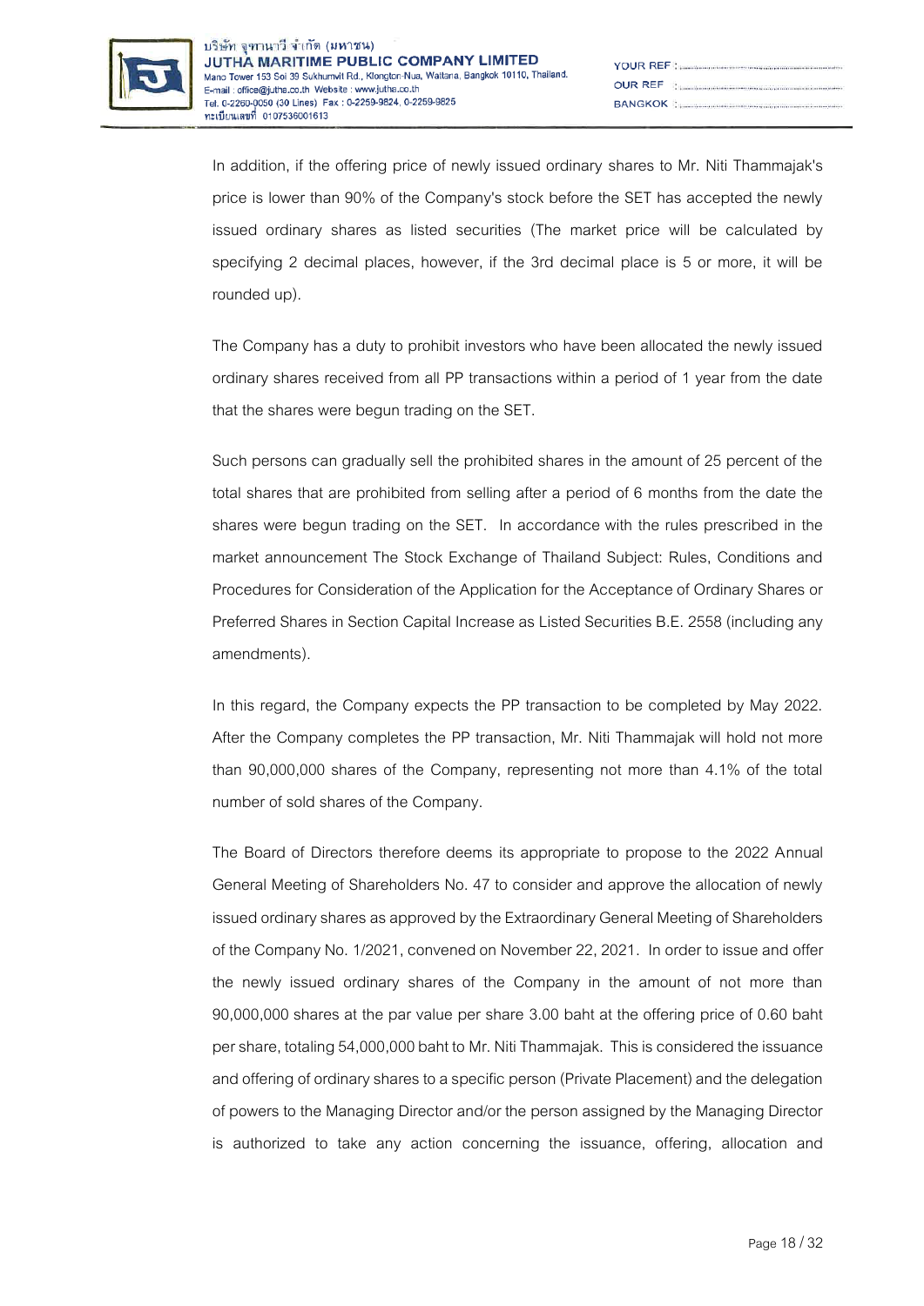In addition, if the offering price of newly issued ordinary shares to Mr. Niti Thammajak's price is lower than 90% of the Company's stock before the SET has accepted the newly issued ordinary shares as listed securities (The market price will be calculated by specifying 2 decimal places, however, if the 3rd decimal place is 5 or more, it will be rounded up).

The Company has a duty to prohibit investors who have been allocated the newly issued ordinary shares received from all PP transactions within a period of 1 year from the date that the shares were begun trading on the SET.

Such persons can gradually sell the prohibited shares in the amount of 25 percent of the total shares that are prohibited from selling after a period of 6 months from the date the shares were begun trading on the SET. In accordance with the rules prescribed in the market announcement The Stock Exchange of Thailand Subject: Rules, Conditions and Procedures for Consideration of the Application for the Acceptance of Ordinary Shares or Preferred Shares in Section Capital Increase as Listed Securities B.E. 2558 (including any amendments).

In this regard, the Company expects the PP transaction to be completed by May 2022. After the Company completes the PP transaction, Mr. Niti Thammajak will hold not more than 90,000,000 shares of the Company, representing not more than 4.1% of the total number of sold shares of the Company.

The Board of Directors therefore deems its appropriate to propose to the 2022 Annual General Meeting of Shareholders No. 47 to consider and approve the allocation of newly issued ordinary shares as approved by the Extraordinary General Meeting of Shareholders of the Company No. 1/2021, convened on November 22, 2021. In order to issue and offer the newly issued ordinary shares of the Company in the amount of not more than 90,000,000 shares at the par value per share 3.00 baht at the offering price of 0.60 baht per share, totaling 54,000,000 baht to Mr. Niti Thammajak. This is considered the issuance and offering of ordinary shares to a specific person (Private Placement) and the delegation of powers to the Managing Director and/or the person assigned by the Managing Director is authorized to take any action concerning the issuance, offering, allocation and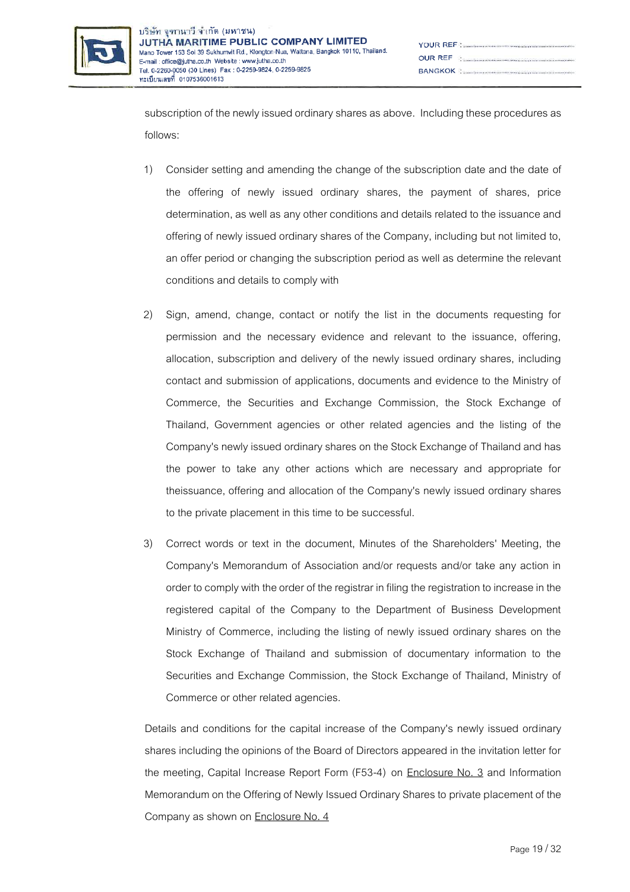subscription of the newly issued ordinary shares as above. Including these procedures as follows:

1) Consider setting and amending the change of the subscription date and the date of the offering of newly issued ordinary shares, the payment of shares, price determination, as well as any other conditions and details related to the issuance and offering of newly issued ordinary shares of the Company, including but not limited to, an offer period or changing the subscription period as well as determine the relevant conditions and details to comply with

2) Sign, amend, change, contact or notify the list in the documents requesting for permission and the necessary evidence and relevant to the issuance, offering, allocation, subscription and delivery of the newly issued ordinary shares, including contact and submission of applications, documents and evidence to the Ministry of Commerce, the Securities and Exchange Commission, the Stock Exchange of Thailand, Government agencies or other related agencies and the listing of the Company's newly issued ordinary shares on the Stock Exchange of Thailand and has the power to take any other actions which are necessary and appropriate for theissuance, offering and allocation of the Company's newly issued ordinary shares to the private placement in this time to be successful.

3) Correct words or text in the document, Minutes of the Shareholders' Meeting, the Company's Memorandum of Association and/or requests and/or take any action in order to comply with the order of the registrar in filing the registration to increase in the registered capital of the Company to the Department of Business Development Ministry of Commerce, including the listing of newly issued ordinary shares on the Stock Exchange of Thailand and submission of documentary information to the Securities and Exchange Commission, the Stock Exchange of Thailand, Ministry of Commerce or other related agencies.

Details and conditions for the capital increase of the Company's newly issued ordinary shares including the opinions of the Board of Directors appeared in the invitation letter for the meeting, Capital Increase Report Form (F53-4) on Enclosure No. 3 and Information Memorandum on the Offering of Newly Issued Ordinary Shares to private placement of the Company as shown on Enclosure No. 4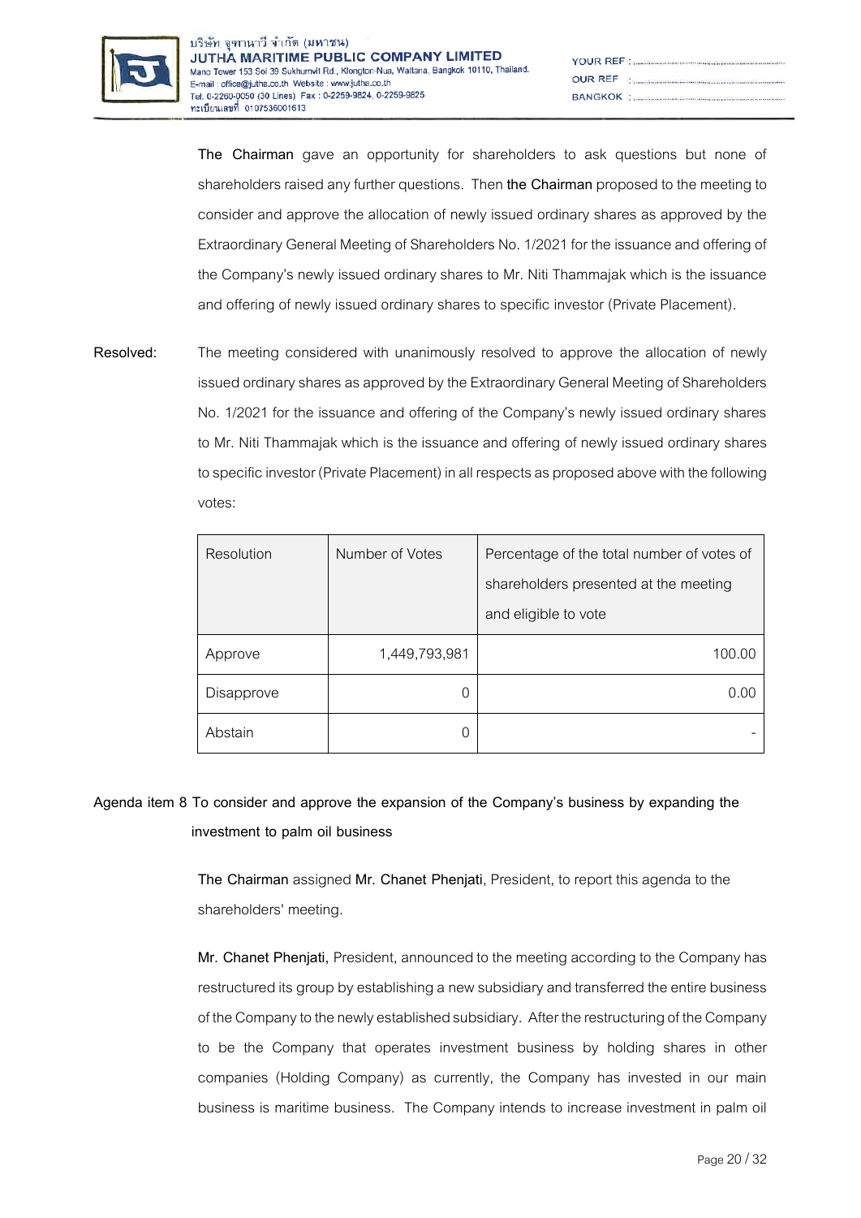**The Chairman** gave an opportunity for shareholders to ask questions but none of shareholders raised any further questions. Then **the Chairman** proposed to the meeting to consider and approve the allocation of newly issued ordinary shares as approved by the Extraordinary General Meeting of Shareholders No. 1/2021 for the issuance and offering of the Company's newly issued ordinary shares to Mr. Niti Thammajak which is the issuance and offering of newly issued ordinary shares to specific investor (Private Placement).

**Resolved:** The meeting considered with unanimously resolved to approve the allocation of newly issued ordinary shares as approved by the Extraordinary General Meeting of Shareholders No. 1/2021 for the issuance and offering of the Company's newly issued ordinary shares to Mr. Niti Thammajak which is the issuance and offering of newly issued ordinary shares to specific investor (Private Placement) in all respects as proposed above with the following votes:

| Resolution | Number of Votes | Percentage of the total number of votes of shareholders presented at the meeting and eligible to vote |
|---|---|---|
| Approve | 1,449,793,981 | 100.00 |
| Disapprove | 0 | 0.00 |
| Abstain | 0 | - |

**Agenda item 8 To consider and approve the expansion of the Company's business by expanding the investment to palm oil business**

**The Chairman** assigned **Mr. Chanet Phenjati**, President, to report this agenda to the shareholders' meeting.

**Mr. Chanet Phenjati,** President, announced to the meeting according to the Company has restructured its group by establishing a new subsidiary and transferred the entire business of the Company to the newly established subsidiary. After the restructuring of the Company to be the Company that operates investment business by holding shares in other companies (Holding Company) as currently, the Company has invested in our main business is maritime business. The Company intends to increase investment in palm oil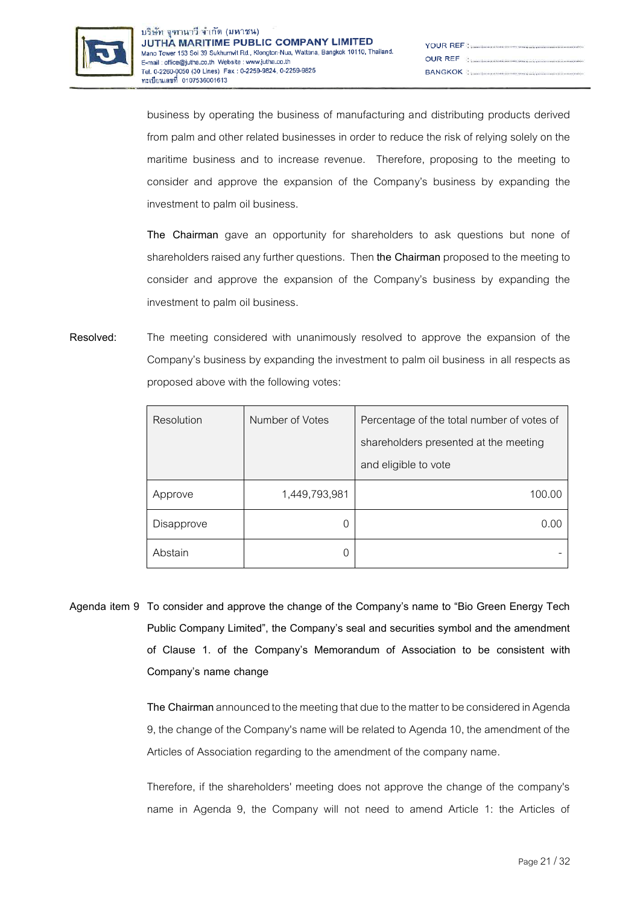business by operating the business of manufacturing and distributing products derived from palm and other related businesses in order to reduce the risk of relying solely on the maritime business and to increase revenue. Therefore, proposing to the meeting to consider and approve the expansion of the Company's business by expanding the investment to palm oil business.

**The Chairman** gave an opportunity for shareholders to ask questions but none of shareholders raised any further questions. Then **the Chairman** proposed to the meeting to consider and approve the expansion of the Company's business by expanding the investment to palm oil business.

**Resolved:** The meeting considered with unanimously resolved to approve the expansion of the Company's business by expanding the investment to palm oil business in all respects as proposed above with the following votes:

| Resolution | Number of Votes | Percentage of the total number of votes of shareholders presented at the meeting and eligible to vote |
|---|---|---|
| Approve | 1,449,793,981 | 100.00 |
| Disapprove | 0 | 0.00 |
| Abstain | 0 | - |

**Agenda item 9 To consider and approve the change of the Company's name to "Bio Green Energy Tech Public Company Limited", the Company's seal and securities symbol and the amendment of Clause 1. of the Company's Memorandum of Association to be consistent with Company's name change**

**The Chairman** announced to the meeting that due to the matter to be considered in Agenda 9, the change of the Company's name will be related to Agenda 10, the amendment of the Articles of Association regarding to the amendment of the company name.

Therefore, if the shareholders' meeting does not approve the change of the company's name in Agenda 9, the Company will not need to amend Article 1: the Articles of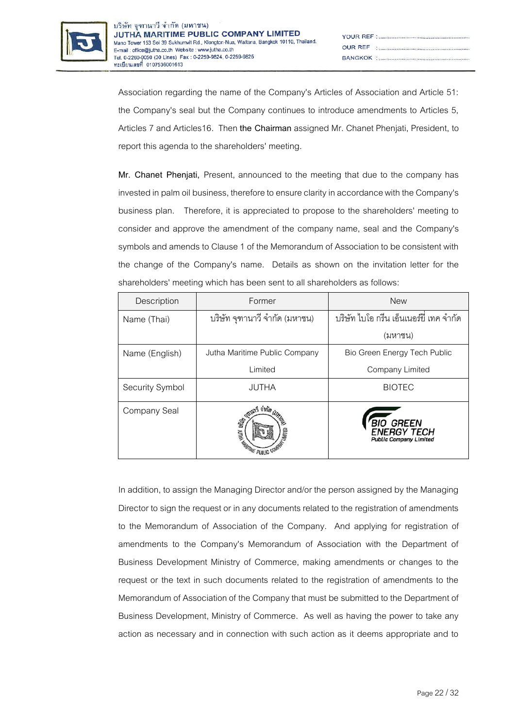Association regarding the name of the Company's Articles of Association and Article 51: the Company's seal but the Company continues to introduce amendments to Articles 5, Articles 7 and Articles16. Then **the Chairman** assigned Mr. Chanet Phenjati, President, to report this agenda to the shareholders' meeting.

**Mr. Chanet Phenjati,** Present, announced to the meeting that due to the company has invested in palm oil business, therefore to ensure clarity in accordance with the Company's business plan. Therefore, it is appreciated to propose to the shareholders' meeting to consider and approve the amendment of the company name, seal and the Company's symbols and amends to Clause 1 of the Memorandum of Association to be consistent with the change of the Company's name. Details as shown on the invitation letter for the shareholders' meeting which has been sent to all shareholders as follows:

| Description | Former | New |
|---|---|---|
| Name (Thai) | บริษัท จุฑานาวี จำกัด (มหาชน) | บริษัท ไบโอ กรีน เอ็นเนอร์ยี่ เทค จำกัด (มหาชน) |
| Name (English) | Jutha Maritime Public Company Limited | Bio Green Energy Tech Public Company Limited |
| Security Symbol | JUTHA | BIOTEC |
| Company Seal | | |

In addition, to assign the Managing Director and/or the person assigned by the Managing Director to sign the request or in any documents related to the registration of amendments to the Memorandum of Association of the Company. And applying for registration of amendments to the Company's Memorandum of Association with the Department of Business Development Ministry of Commerce, making amendments or changes to the request or the text in such documents related to the registration of amendments to the Memorandum of Association of the Company that must be submitted to the Department of Business Development, Ministry of Commerce. As well as having the power to take any action as necessary and in connection with such action as it deems appropriate and to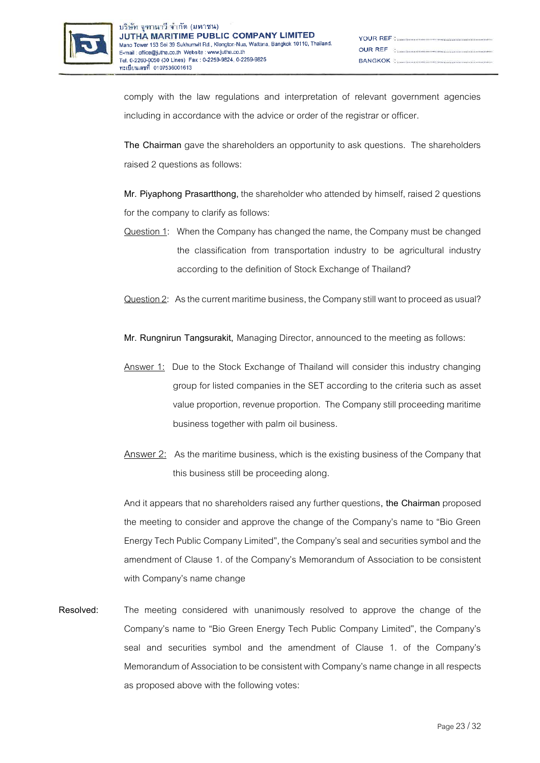comply with the law regulations and interpretation of relevant government agencies including in accordance with the advice or order of the registrar or officer.

**The Chairman** gave the shareholders an opportunity to ask questions. The shareholders raised 2 questions as follows:

**Mr. Piyaphong Prasartthong,** the shareholder who attended by himself, raised 2 questions for the company to clarify as follows:

Question 1: When the Company has changed the name, the Company must be changed the classification from transportation industry to be agricultural industry according to the definition of Stock Exchange of Thailand?

Question 2: As the current maritime business, the Company still want to proceed as usual?

**Mr. Rungnirun Tangsurakit,** Managing Director, announced to the meeting as follows:

Answer 1: Due to the Stock Exchange of Thailand will consider this industry changing group for listed companies in the SET according to the criteria such as asset value proportion, revenue proportion. The Company still proceeding maritime business together with palm oil business.

Answer 2: As the maritime business, which is the existing business of the Company that this business still be proceeding along.

And it appears that no shareholders raised any further questions, **the Chairman** proposed the meeting to consider and approve the change of the Company's name to "Bio Green Energy Tech Public Company Limited", the Company's seal and securities symbol and the amendment of Clause 1. of the Company's Memorandum of Association to be consistent with Company's name change

**Resolved:** The meeting considered with unanimously resolved to approve the change of the Company's name to "Bio Green Energy Tech Public Company Limited", the Company's seal and securities symbol and the amendment of Clause 1. of the Company's Memorandum of Association to be consistent with Company's name change in all respects as proposed above with the following votes: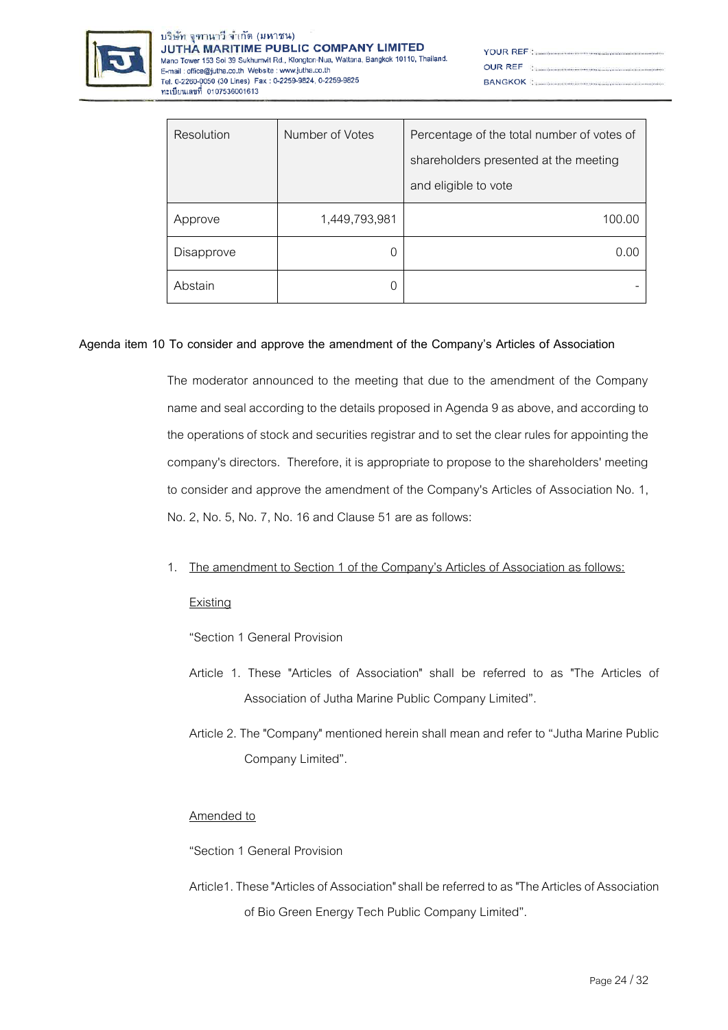| Resolution | Number of Votes | Percentage of the total number of votes of shareholders presented at the meeting and eligible to vote |
|---|---|---|
| Approve | 1,449,793,981 | 100.00 |
| Disapprove | 0 | 0.00 |
| Abstain | 0 | - |

**Agenda item 10 To consider and approve the amendment of the Company's Articles of Association**

The moderator announced to the meeting that due to the amendment of the Company name and seal according to the details proposed in Agenda 9 as above, and according to the operations of stock and securities registrar and to set the clear rules for appointing the company's directors. Therefore, it is appropriate to propose to the shareholders' meeting to consider and approve the amendment of the Company's Articles of Association No. 1, No. 2, No. 5, No. 7, No. 16 and Clause 51 are as follows:

1. The amendment to Section 1 of the Company's Articles of Association as follows:

   Existing

   "Section 1 General Provision

   Article 1. These "Articles of Association" shall be referred to as "The Articles of Association of Jutha Marine Public Company Limited".

   Article 2. The "Company" mentioned herein shall mean and refer to "Jutha Marine Public Company Limited".

   Amended to

   "Section 1 General Provision

   Article1. These "Articles of Association" shall be referred to as "The Articles of Association of Bio Green Energy Tech Public Company Limited".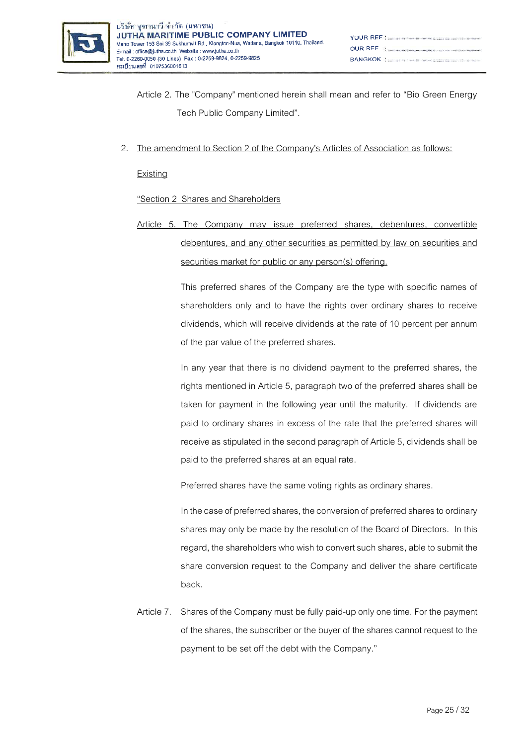Article 2. The "Company" mentioned herein shall mean and refer to "Bio Green Energy Tech Public Company Limited".

2. <u>The amendment to Section 2 of the Company's Articles of Association as follows:</u>

<u>Existing</u>

<u>"Section 2 Shares and Shareholders</u>

<u>Article 5. The Company may issue preferred shares, debentures, convertible debentures, and any other securities as permitted by law on securities and securities market for public or any person(s) offering.</u>

This preferred shares of the Company are the type with specific names of shareholders only and to have the rights over ordinary shares to receive dividends, which will receive dividends at the rate of 10 percent per annum of the par value of the preferred shares.

In any year that there is no dividend payment to the preferred shares, the rights mentioned in Article 5, paragraph two of the preferred shares shall be taken for payment in the following year until the maturity. If dividends are paid to ordinary shares in excess of the rate that the preferred shares will receive as stipulated in the second paragraph of Article 5, dividends shall be paid to the preferred shares at an equal rate.

Preferred shares have the same voting rights as ordinary shares.

In the case of preferred shares, the conversion of preferred shares to ordinary shares may only be made by the resolution of the Board of Directors. In this regard, the shareholders who wish to convert such shares, able to submit the share conversion request to the Company and deliver the share certificate back.

Article 7. Shares of the Company must be fully paid-up only one time. For the payment of the shares, the subscriber or the buyer of the shares cannot request to the payment to be set off the debt with the Company."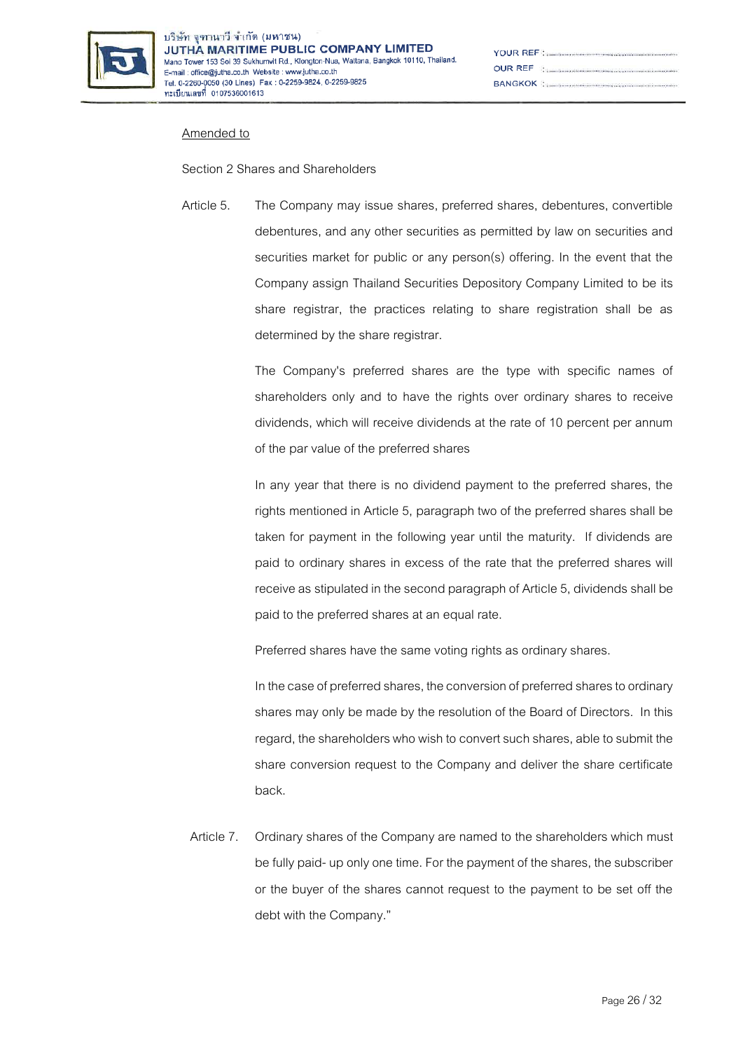Amended to

Section 2 Shares and Shareholders

Article 5. The Company may issue shares, preferred shares, debentures, convertible debentures, and any other securities as permitted by law on securities and securities market for public or any person(s) offering. In the event that the Company assign Thailand Securities Depository Company Limited to be its share registrar, the practices relating to share registration shall be as determined by the share registrar.

The Company's preferred shares are the type with specific names of shareholders only and to have the rights over ordinary shares to receive dividends, which will receive dividends at the rate of 10 percent per annum of the par value of the preferred shares

In any year that there is no dividend payment to the preferred shares, the rights mentioned in Article 5, paragraph two of the preferred shares shall be taken for payment in the following year until the maturity. If dividends are paid to ordinary shares in excess of the rate that the preferred shares will receive as stipulated in the second paragraph of Article 5, dividends shall be paid to the preferred shares at an equal rate.

Preferred shares have the same voting rights as ordinary shares.

In the case of preferred shares, the conversion of preferred shares to ordinary shares may only be made by the resolution of the Board of Directors. In this regard, the shareholders who wish to convert such shares, able to submit the share conversion request to the Company and deliver the share certificate back.

Article 7. Ordinary shares of the Company are named to the shareholders which must be fully paid- up only one time. For the payment of the shares, the subscriber or the buyer of the shares cannot request to the payment to be set off the debt with the Company."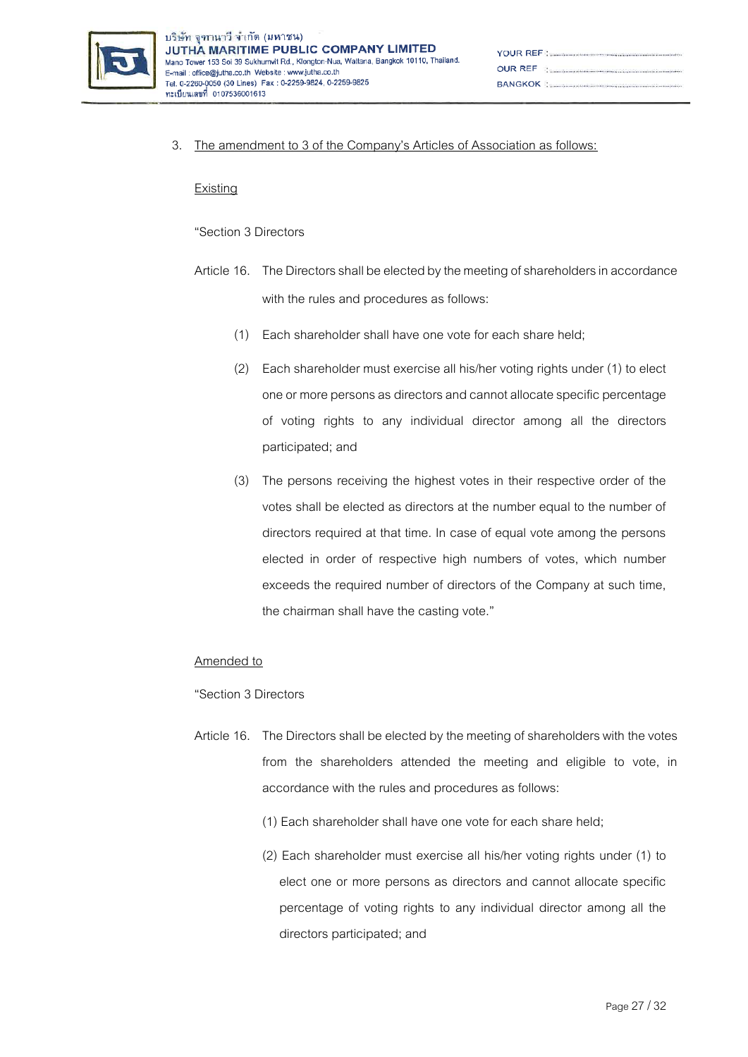3. The amendment to 3 of the Company's Articles of Association as follows:

Existing

"Section 3 Directors

Article 16. The Directors shall be elected by the meeting of shareholders in accordance with the rules and procedures as follows:

(1) Each shareholder shall have one vote for each share held;

(2) Each shareholder must exercise all his/her voting rights under (1) to elect one or more persons as directors and cannot allocate specific percentage of voting rights to any individual director among all the directors participated; and

(3) The persons receiving the highest votes in their respective order of the votes shall be elected as directors at the number equal to the number of directors required at that time. In case of equal vote among the persons elected in order of respective high numbers of votes, which number exceeds the required number of directors of the Company at such time, the chairman shall have the casting vote."

Amended to

"Section 3 Directors

Article 16. The Directors shall be elected by the meeting of shareholders with the votes from the shareholders attended the meeting and eligible to vote, in accordance with the rules and procedures as follows:

(1) Each shareholder shall have one vote for each share held;

(2) Each shareholder must exercise all his/her voting rights under (1) to elect one or more persons as directors and cannot allocate specific percentage of voting rights to any individual director among all the directors participated; and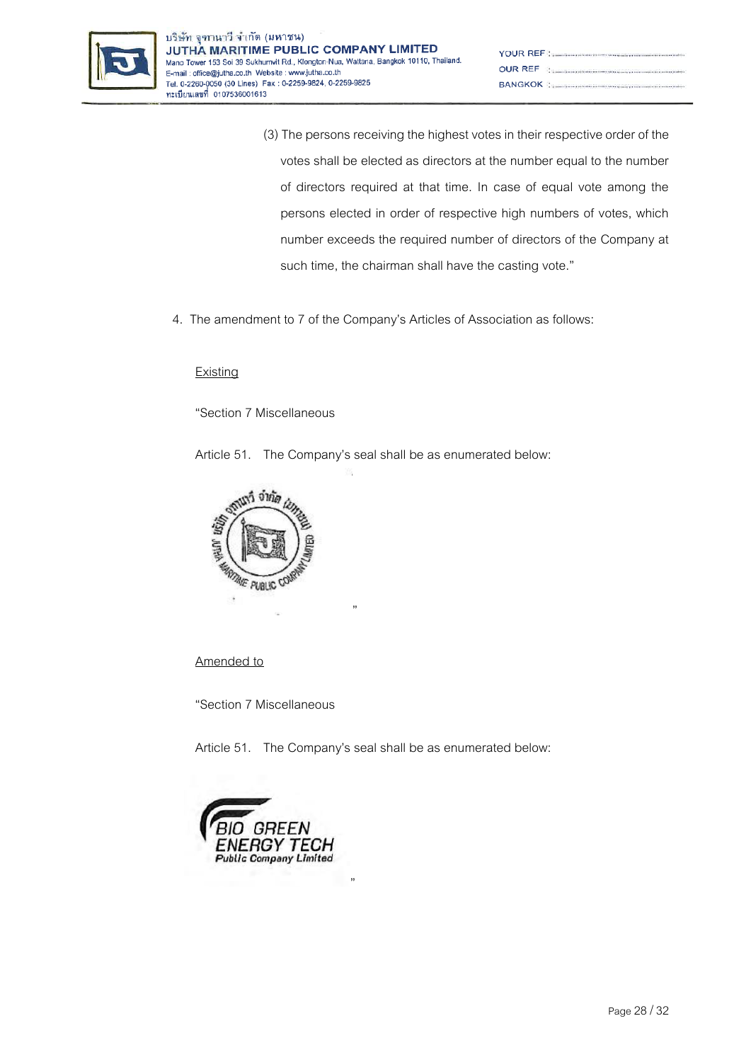(3) The persons receiving the highest votes in their respective order of the votes shall be elected as directors at the number equal to the number of directors required at that time. In case of equal vote among the persons elected in order of respective high numbers of votes, which number exceeds the required number of directors of the Company at such time, the chairman shall have the casting vote."

4. The amendment to 7 of the Company's Articles of Association as follows:

Existing

"Section 7 Miscellaneous

Article 51. The Company's seal shall be as enumerated below:

"

Amended to

"Section 7 Miscellaneous

Article 51. The Company's seal shall be as enumerated below:

"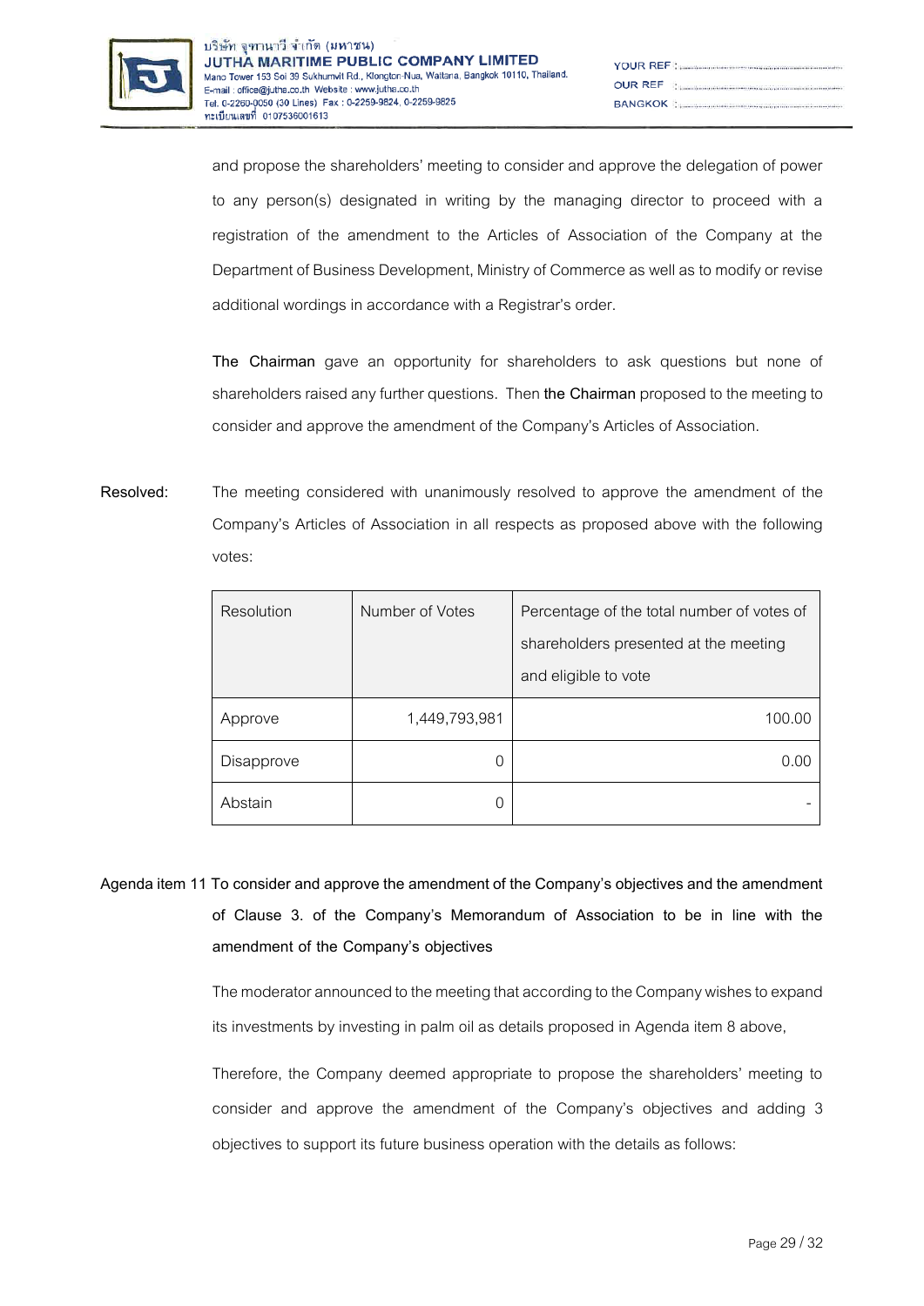and propose the shareholders' meeting to consider and approve the delegation of power to any person(s) designated in writing by the managing director to proceed with a registration of the amendment to the Articles of Association of the Company at the Department of Business Development, Ministry of Commerce as well as to modify or revise additional wordings in accordance with a Registrar's order.

**The Chairman** gave an opportunity for shareholders to ask questions but none of shareholders raised any further questions. Then **the Chairman** proposed to the meeting to consider and approve the amendment of the Company's Articles of Association.

**Resolved:** The meeting considered with unanimously resolved to approve the amendment of the Company's Articles of Association in all respects as proposed above with the following votes:

| Resolution | Number of Votes | Percentage of the total number of votes of shareholders presented at the meeting and eligible to vote |
|---|---|---|
| Approve | 1,449,793,981 | 100.00 |
| Disapprove | 0 | 0.00 |
| Abstain | 0 | - |

**Agenda item 11 To consider and approve the amendment of the Company's objectives and the amendment of Clause 3. of the Company's Memorandum of Association to be in line with the amendment of the Company's objectives**

The moderator announced to the meeting that according to the Company wishes to expand its investments by investing in palm oil as details proposed in Agenda item 8 above,

Therefore, the Company deemed appropriate to propose the shareholders' meeting to consider and approve the amendment of the Company's objectives and adding 3 objectives to support its future business operation with the details as follows: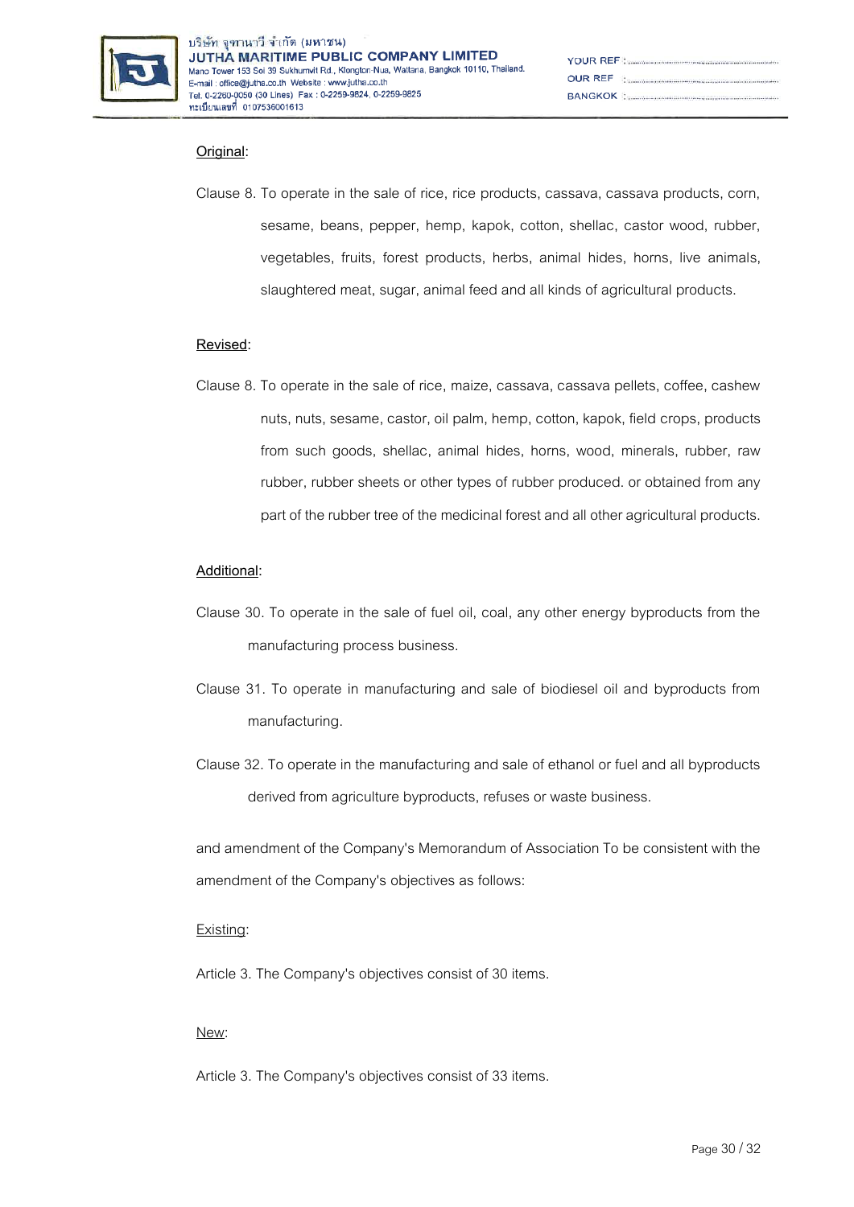<u>Original</u>:

Clause 8. To operate in the sale of rice, rice products, cassava, cassava products, corn, sesame, beans, pepper, hemp, kapok, cotton, shellac, castor wood, rubber, vegetables, fruits, forest products, herbs, animal hides, horns, live animals, slaughtered meat, sugar, animal feed and all kinds of agricultural products.

<u>Revised</u>:

Clause 8. To operate in the sale of rice, maize, cassava, cassava pellets, coffee, cashew nuts, nuts, sesame, castor, oil palm, hemp, cotton, kapok, field crops, products from such goods, shellac, animal hides, horns, wood, minerals, rubber, raw rubber, rubber sheets or other types of rubber produced. or obtained from any part of the rubber tree of the medicinal forest and all other agricultural products.

<u>Additional</u>:

Clause 30. To operate in the sale of fuel oil, coal, any other energy byproducts from the manufacturing process business.

Clause 31. To operate in manufacturing and sale of biodiesel oil and byproducts from manufacturing.

Clause 32. To operate in the manufacturing and sale of ethanol or fuel and all byproducts derived from agriculture byproducts, refuses or waste business.

and amendment of the Company's Memorandum of Association To be consistent with the amendment of the Company's objectives as follows:

<u>Existing</u>:

Article 3. The Company's objectives consist of 30 items.

<u>New</u>:

Article 3. The Company's objectives consist of 33 items.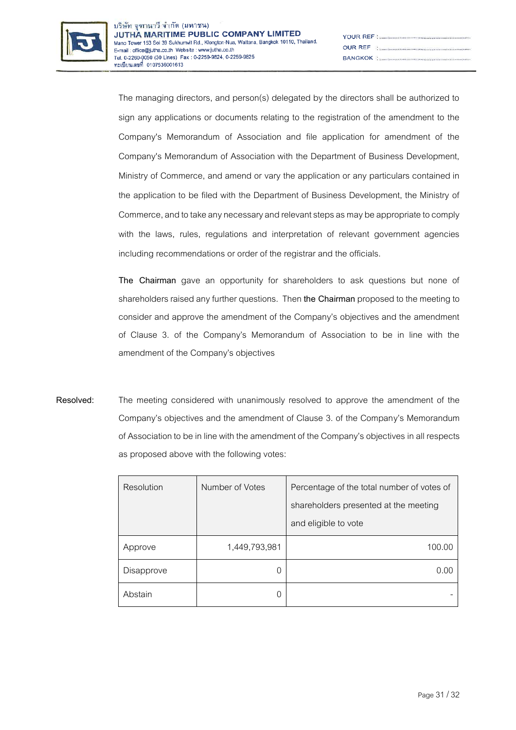The managing directors, and person(s) delegated by the directors shall be authorized to sign any applications or documents relating to the registration of the amendment to the Company's Memorandum of Association and file application for amendment of the Company's Memorandum of Association with the Department of Business Development, Ministry of Commerce, and amend or vary the application or any particulars contained in the application to be filed with the Department of Business Development, the Ministry of Commerce, and to take any necessary and relevant steps as may be appropriate to comply with the laws, rules, regulations and interpretation of relevant government agencies including recommendations or order of the registrar and the officials.

**The Chairman** gave an opportunity for shareholders to ask questions but none of shareholders raised any further questions. Then **the Chairman** proposed to the meeting to consider and approve the amendment of the Company's objectives and the amendment of Clause 3. of the Company's Memorandum of Association to be in line with the amendment of the Company's objectives

**Resolved:** The meeting considered with unanimously resolved to approve the amendment of the Company's objectives and the amendment of Clause 3. of the Company's Memorandum of Association to be in line with the amendment of the Company's objectives in all respects as proposed above with the following votes:

| Resolution | Number of Votes | Percentage of the total number of votes of shareholders presented at the meeting and eligible to vote |
|---|---|---|
| Approve | 1,449,793,981 | 100.00 |
| Disapprove | 0 | 0.00 |
| Abstain | 0 | - |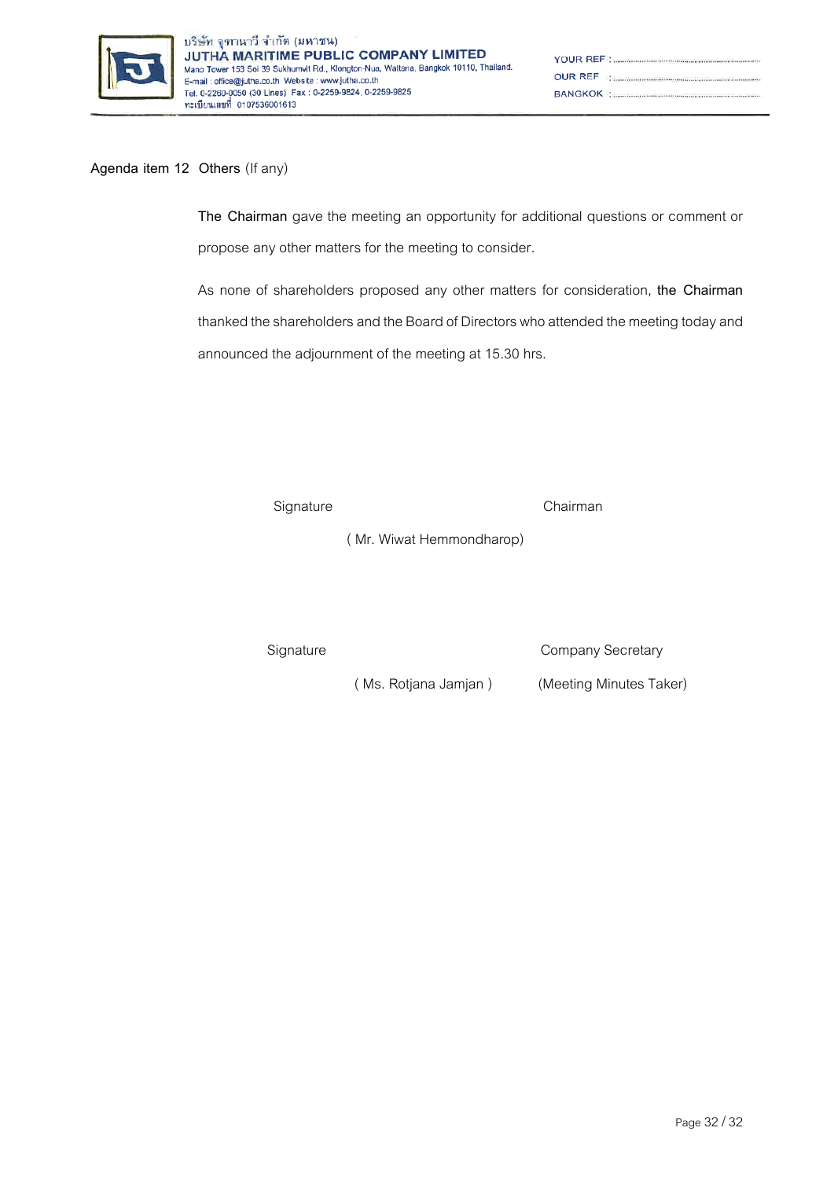**Agenda item 12 Others** (If any)

**The Chairman** gave the meeting an opportunity for additional questions or comment or propose any other matters for the meeting to consider.

As none of shareholders proposed any other matters for consideration, **the Chairman** thanked the shareholders and the Board of Directors who attended the meeting today and announced the adjournment of the meeting at 15.30 hrs.

Signature Chairman

( Mr. Wiwat Hemmondharop)

Signature Company Secretary

( Ms. Rotjana Jamjan ) (Meeting Minutes Taker)